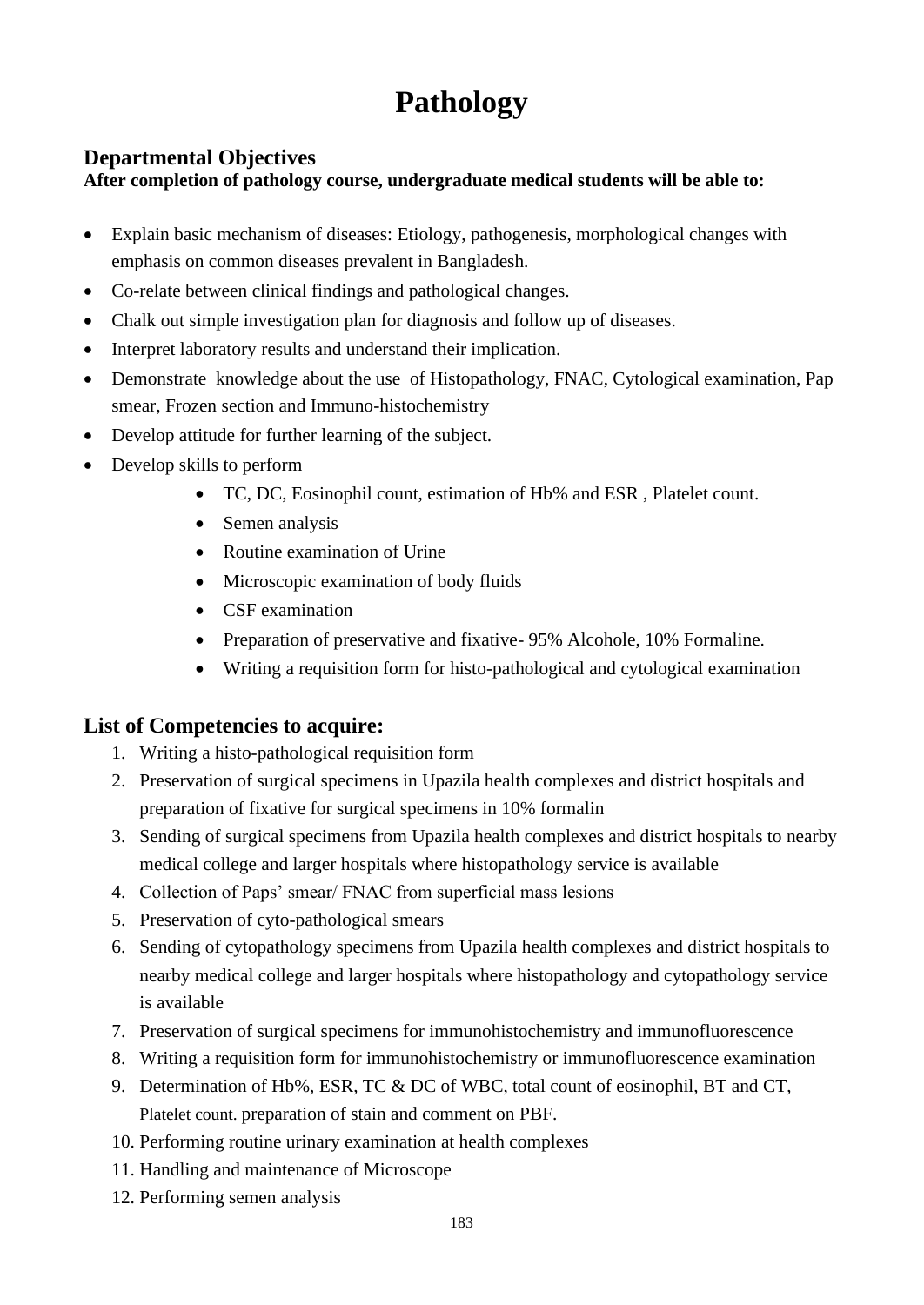# Pathology

## Departmental Objectives

**After completion of pathology course, undergraduate medical students will be able to:**

- Explain basic mechanism of diseases: Etiology, pathogenesis, morphological changes with emphasis on common diseases prevalent in Bangladesh.
- Co-relate between clinical findings and pathological changes.
- Chalk out simple investigation plan for diagnosis and follow up of diseases.
- Interpret laboratory results and understand their implication.
- Demonstrate knowledge about the use of Histopathology, FNAC, Cytological examination, Pap smear, Frozen section and Immuno-histochemistry
- Develop attitude for further learning of the subject.
- Develop skills to perform
    - TC, DC, Eosinophil count, estimation of Hb% and ESR , Platelet count.
    - Semen analysis
    - Routine examination of Urine
    - Microscopic examination of body fluids
    - CSF examination
    - Preparation of preservative and fixative- 95% Alcohole, 10% Formaline.
    - Writing a requisition form for histo-pathological and cytological examination

## List of Competencies to acquire:

1. Writing a histo-pathological requisition form
2. Preservation of surgical specimens in Upazila health complexes and district hospitals and preparation of fixative for surgical specimens in 10% formalin
3. Sending of surgical specimens from Upazila health complexes and district hospitals to nearby medical college and larger hospitals where histopathology service is available
4. Collection of Paps' smear/ FNAC from superficial mass lesions
5. Preservation of cyto-pathological smears
6. Sending of cytopathology specimens from Upazila health complexes and district hospitals to nearby medical college and larger hospitals where histopathology and cytopathology service is available
7. Preservation of surgical specimens for immunohistochemistry and immunofluorescence
8. Writing a requisition form for immunohistochemistry or immunofluorescence examination
9. Determination of Hb%, ESR, TC & DC of WBC, total count of eosinophil, BT and CT, Platelet count. preparation of stain and comment on PBF.
10. Performing routine urinary examination at health complexes
11. Handling and maintenance of Microscope
12. Performing semen analysis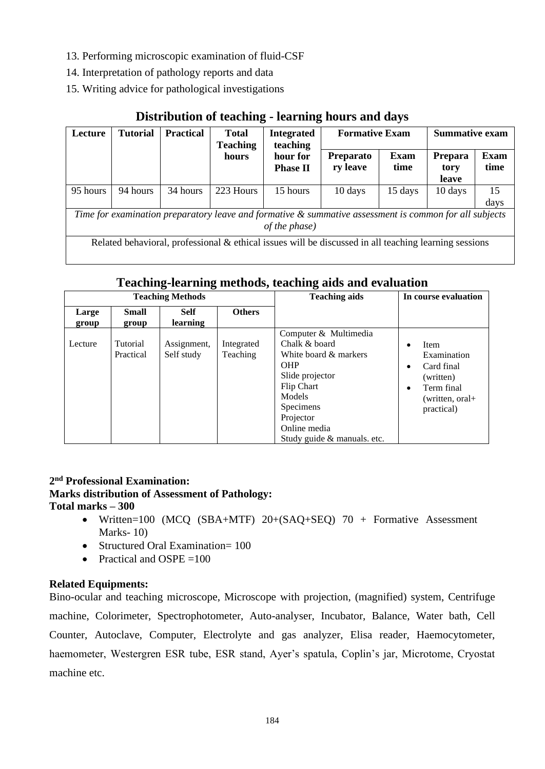13. Performing microscopic examination of fluid-CSF
14. Interpretation of pathology reports and data
15. Writing advice for pathological investigations

## Distribution of teaching - learning hours and days

| Lecture | Tutorial | Practical | Total Teaching hours | Integrated teaching hour for Phase II | Formative Exam | | Summative exam | |
|---|---|---|---|---|---|---|---|---|
| | | | | | Preparatory leave | Exam time | Preparatory leave | Exam time |
| 95 hours | 94 hours | 34 hours | 223 Hours | 15 hours | 10 days | 15 days | 10 days | 15 days |
| *Time for examination preparatory leave and formative & summative assessment is common for all subjects of the phase)* | | | | | | | | |
| Related behavioral, professional & ethical issues will be discussed in all teaching learning sessions | | | | | | | | |

## Teaching-learning methods, teaching aids and evaluation

| Teaching Methods | | | | Teaching aids | In course evaluation |
|---|---|---|---|---|---|
| Large group | Small group | Self learning | Others | | |
| Lecture | Tutorial<br>Practical | Assignment,<br>Self study | Integrated Teaching | Computer & Multimedia<br>Chalk & board<br>White board & markers<br>OHP<br>Slide projector<br>Flip Chart<br>Models<br>Specimens<br>Projector<br>Online media<br>Study guide & manuals. etc. | • Item Examination<br>• Card final (written)<br>• Term final (written, oral+ practical) |

**2nd Professional Examination:**
**Marks distribution of Assessment of Pathology:**
**Total marks – 300**

- Written=100 (MCQ (SBA+MTF) 20+(SAQ+SEQ) 70 + Formative Assessment Marks- 10)
- Structured Oral Examination= 100
- Practical and OSPE =100

**Related Equipments:**

Bino-ocular and teaching microscope, Microscope with projection, (magnified) system, Centrifuge machine, Colorimeter, Spectrophotometer, Auto-analyser, Incubator, Balance, Water bath, Cell Counter, Autoclave, Computer, Electrolyte and gas analyzer, Elisa reader, Haemocytometer, haemometer, Westergren ESR tube, ESR stand, Ayer's spatula, Coplin's jar, Microtome, Cryostat machine etc.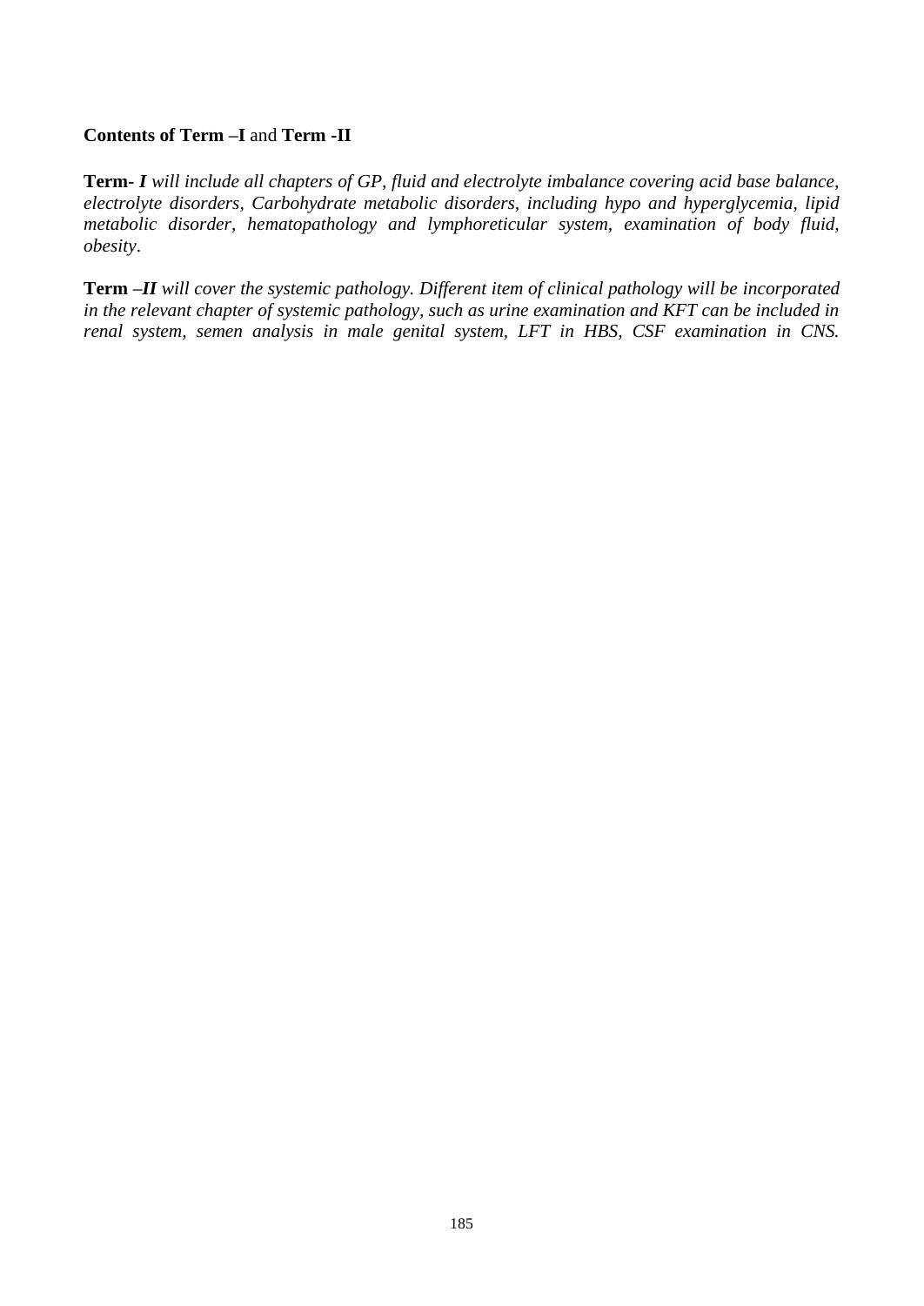**Contents of Term –I** and **Term -II**

**Term- *I*** *will include all chapters of GP, fluid and electrolyte imbalance covering acid base balance, electrolyte disorders, Carbohydrate metabolic disorders, including hypo and hyperglycemia, lipid metabolic disorder, hematopathology and lymphoreticular system, examination of body fluid, obesity*.

**Term –*II*** *will cover the systemic pathology. Different item of clinical pathology will be incorporated in the relevant chapter of systemic pathology, such as urine examination and KFT can be included in renal system, semen analysis in male genital system, LFT in HBS, CSF examination in CNS.*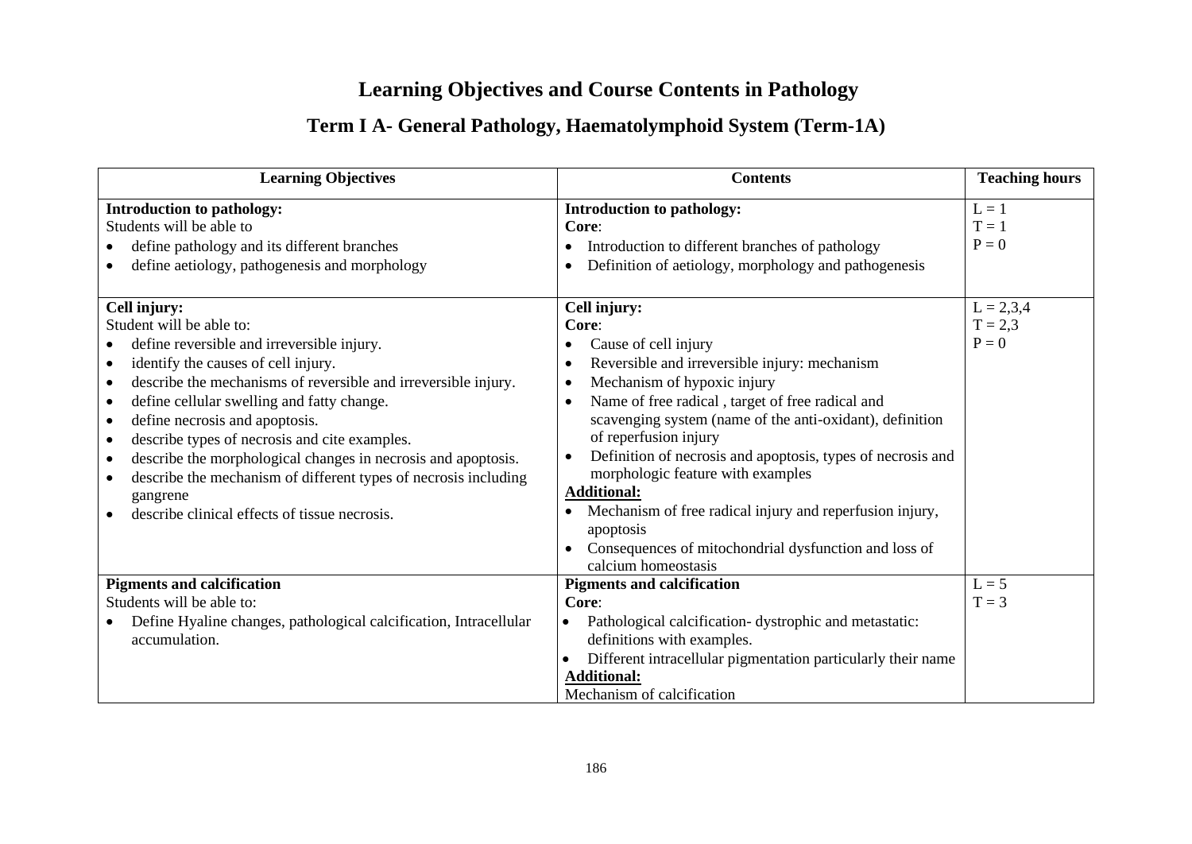# Learning Objectives and Course Contents in Pathology

## Term I A- General Pathology, Haematolymphoid System (Term-1A)

| Learning Objectives | Contents | Teaching hours |
|---|---|---|
| **Introduction to pathology:**<br>Students will be able to<br>• define pathology and its different branches<br>• define aetiology, pathogenesis and morphology | **Introduction to pathology:**<br>**Core**:<br>• Introduction to different branches of pathology<br>• Definition of aetiology, morphology and pathogenesis | L = 1<br>T = 1<br>P = 0 |
| **Cell injury:**<br>Student will be able to:<br>• define reversible and irreversible injury.<br>• identify the causes of cell injury.<br>• describe the mechanisms of reversible and irreversible injury.<br>• define cellular swelling and fatty change.<br>• define necrosis and apoptosis.<br>• describe types of necrosis and cite examples.<br>• describe the morphological changes in necrosis and apoptosis.<br>• describe the mechanism of different types of necrosis including gangrene<br>• describe clinical effects of tissue necrosis. | **Cell injury:**<br>**Core**:<br>• Cause of cell injury<br>• Reversible and irreversible injury: mechanism<br>• Mechanism of hypoxic injury<br>• Name of free radical , target of free radical and scavenging system (name of the anti-oxidant), definition of reperfusion injury<br>• Definition of necrosis and apoptosis, types of necrosis and morphologic feature with examples<br>**Additional:**<br>• Mechanism of free radical injury and reperfusion injury, apoptosis<br>• Consequences of mitochondrial dysfunction and loss of calcium homeostasis | L = 2,3,4<br>T = 2,3<br>P = 0 |
| **Pigments and calcification**<br>Students will be able to:<br>• Define Hyaline changes, pathological calcification, Intracellular accumulation. | **Pigments and calcification**<br>**Core**:<br>• Pathological calcification- dystrophic and metastatic: definitions with examples.<br>• Different intracellular pigmentation particularly their name<br>**Additional:**<br>Mechanism of calcification | L = 5<br>T = 3 |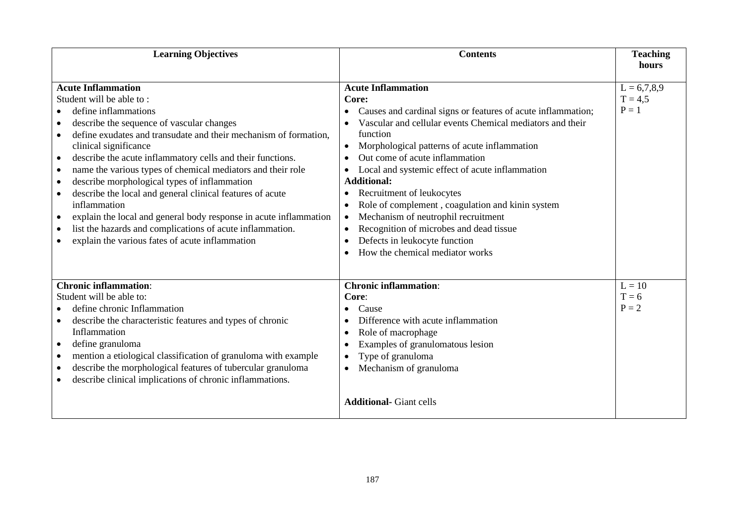| Learning Objectives | Contents | Teaching hours |
|---|---|---|
| **Acute Inflammation**<br>Student will be able to :<br>• define inflammations<br>• describe the sequence of vascular changes<br>• define exudates and transudate and their mechanism of formation, clinical significance<br>• describe the acute inflammatory cells and their functions.<br>• name the various types of chemical mediators and their role<br>• describe morphological types of inflammation<br>• describe the local and general clinical features of acute inflammation<br>• explain the local and general body response in acute inflammation<br>• list the hazards and complications of acute inflammation.<br>• explain the various fates of acute inflammation | **Acute Inflammation**<br>**Core:**<br>• Causes and cardinal signs or features of acute inflammation;<br>• Vascular and cellular events Chemical mediators and their function<br>• Morphological patterns of acute inflammation<br>• Out come of acute inflammation<br>• Local and systemic effect of acute inflammation<br>**Additional:**<br>• Recruitment of leukocytes<br>• Role of complement , coagulation and kinin system<br>• Mechanism of neutrophil recruitment<br>• Recognition of microbes and dead tissue<br>• Defects in leukocyte function<br>• How the chemical mediator works | L = 6,7,8,9<br>T = 4,5<br>P = 1 |
| **Chronic inflammation**:<br>Student will be able to:<br>• define chronic Inflammation<br>• describe the characteristic features and types of chronic Inflammation<br>• define granuloma<br>• mention a etiological classification of granuloma with example<br>• describe the morphological features of tubercular granuloma<br>• describe clinical implications of chronic inflammations. | **Chronic inflammation**:<br>**Core**:<br>• Cause<br>• Difference with acute inflammation<br>• Role of macrophage<br>• Examples of granulomatous lesion<br>• Type of granuloma<br>• Mechanism of granuloma<br><br>**Additional-** Giant cells | L = 10<br>T = 6<br>P = 2 |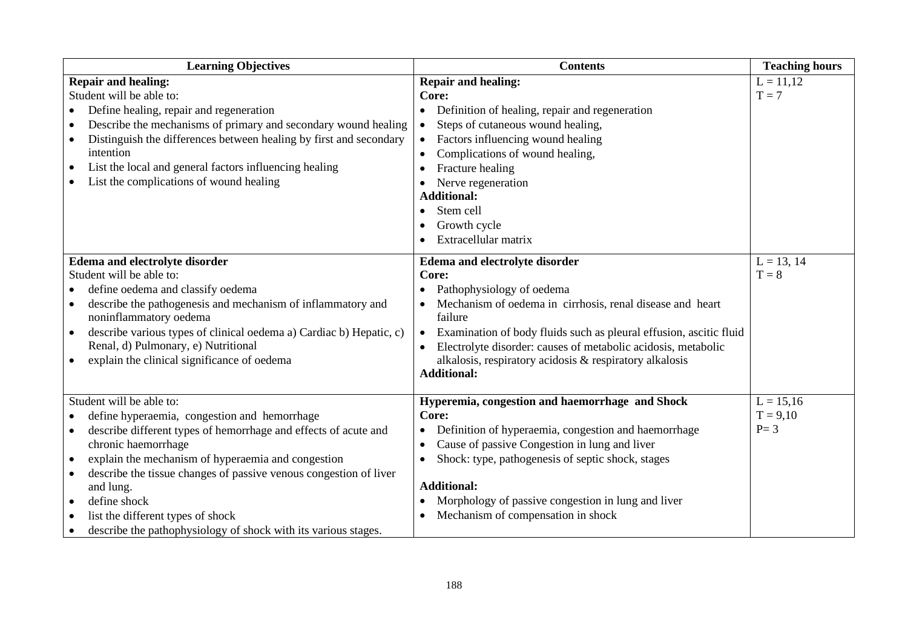| Learning Objectives | Contents | Teaching hours |
|---|---|---|
| **Repair and healing:**<br>Student will be able to:<br>• Define healing, repair and regeneration<br>• Describe the mechanisms of primary and secondary wound healing<br>• Distinguish the differences between healing by first and secondary intention<br>• List the local and general factors influencing healing<br>• List the complications of wound healing | **Repair and healing:**<br>**Core:**<br>• Definition of healing, repair and regeneration<br>• Steps of cutaneous wound healing,<br>• Factors influencing wound healing<br>• Complications of wound healing,<br>• Fracture healing<br>• Nerve regeneration<br>**Additional:**<br>• Stem cell<br>• Growth cycle<br>• Extracellular matrix | L = 11,12<br>T = 7 |
| **Edema and electrolyte disorder**<br>Student will be able to:<br>• define oedema and classify oedema<br>• describe the pathogenesis and mechanism of inflammatory and noninflammatory oedema<br>• describe various types of clinical oedema a) Cardiac b) Hepatic, c) Renal, d) Pulmonary, e) Nutritional<br>• explain the clinical significance of oedema | **Edema and electrolyte disorder**<br>**Core:**<br>• Pathophysiology of oedema<br>• Mechanism of oedema in cirrhosis, renal disease and heart failure<br>• Examination of body fluids such as pleural effusion, ascitic fluid<br>• Electrolyte disorder: causes of metabolic acidosis, metabolic alkalosis, respiratory acidosis & respiratory alkalosis<br>**Additional:** | L = 13, 14<br>T = 8 |
| Student will be able to:<br>• define hyperaemia, congestion and hemorrhage<br>• describe different types of hemorrhage and effects of acute and chronic haemorrhage<br>• explain the mechanism of hyperaemia and congestion<br>• describe the tissue changes of passive venous congestion of liver and lung.<br>• define shock<br>• list the different types of shock<br>• describe the pathophysiology of shock with its various stages. | **Hyperemia, congestion and haemorrhage and Shock**<br>**Core:**<br>• Definition of hyperaemia, congestion and haemorrhage<br>• Cause of passive Congestion in lung and liver<br>• Shock: type, pathogenesis of septic shock, stages<br><br>**Additional:**<br>• Morphology of passive congestion in lung and liver<br>• Mechanism of compensation in shock | L = 15,16<br>T = 9,10<br>P= 3 |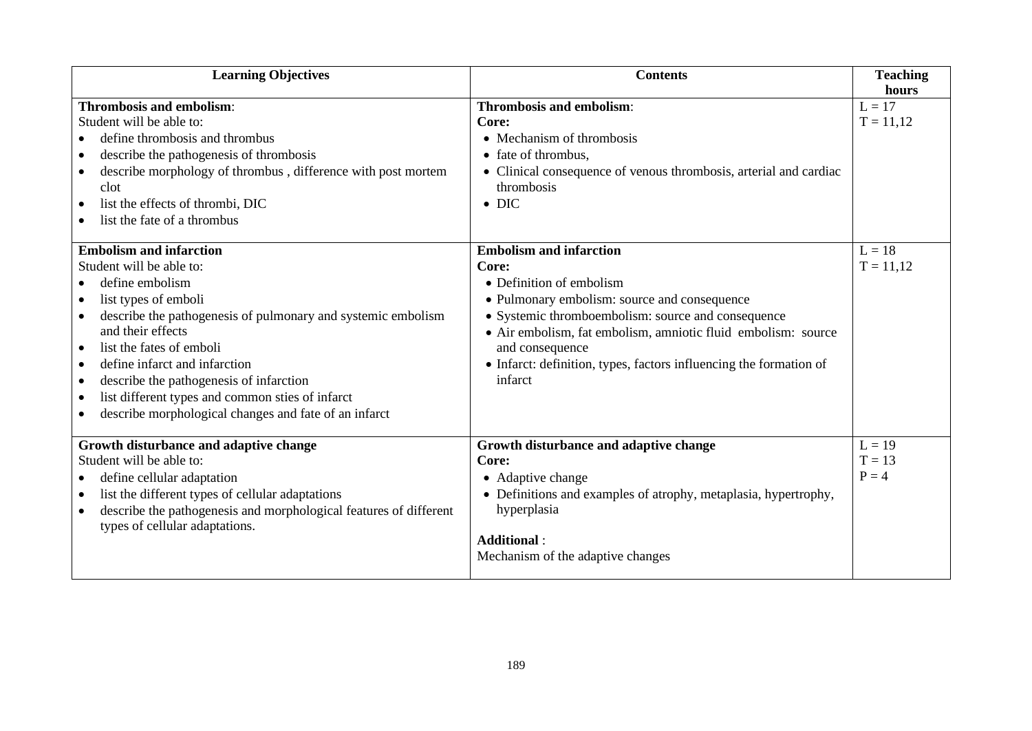| Learning Objectives | Contents | Teaching hours |
|---|---|---|
| **Thrombosis and embolism**:<br>Student will be able to:<br>• define thrombosis and thrombus<br>• describe the pathogenesis of thrombosis<br>• describe morphology of thrombus , difference with post mortem clot<br>• list the effects of thrombi, DIC<br>• list the fate of a thrombus | **Thrombosis and embolism**:<br>**Core:**<br>• Mechanism of thrombosis<br>• fate of thrombus,<br>• Clinical consequence of venous thrombosis, arterial and cardiac thrombosis<br>• DIC | L = 17<br>T = 11,12 |
| **Embolism and infarction**<br>Student will be able to:<br>• define embolism<br>• list types of emboli<br>• describe the pathogenesis of pulmonary and systemic embolism and their effects<br>• list the fates of emboli<br>• define infarct and infarction<br>• describe the pathogenesis of infarction<br>• list different types and common sties of infarct<br>• describe morphological changes and fate of an infarct | **Embolism and infarction**<br>**Core:**<br>• Definition of embolism<br>• Pulmonary embolism: source and consequence<br>• Systemic thromboembolism: source and consequence<br>• Air embolism, fat embolism, amniotic fluid embolism: source and consequence<br>• Infarct: definition, types, factors influencing the formation of infarct | L = 18<br>T = 11,12 |
| **Growth disturbance and adaptive change**<br>Student will be able to:<br>• define cellular adaptation<br>• list the different types of cellular adaptations<br>• describe the pathogenesis and morphological features of different types of cellular adaptations. | **Growth disturbance and adaptive change**<br>**Core:**<br>• Adaptive change<br>• Definitions and examples of atrophy, metaplasia, hypertrophy, hyperplasia<br><br>**Additional** :<br>Mechanism of the adaptive changes | L = 19<br>T = 13<br>P = 4 |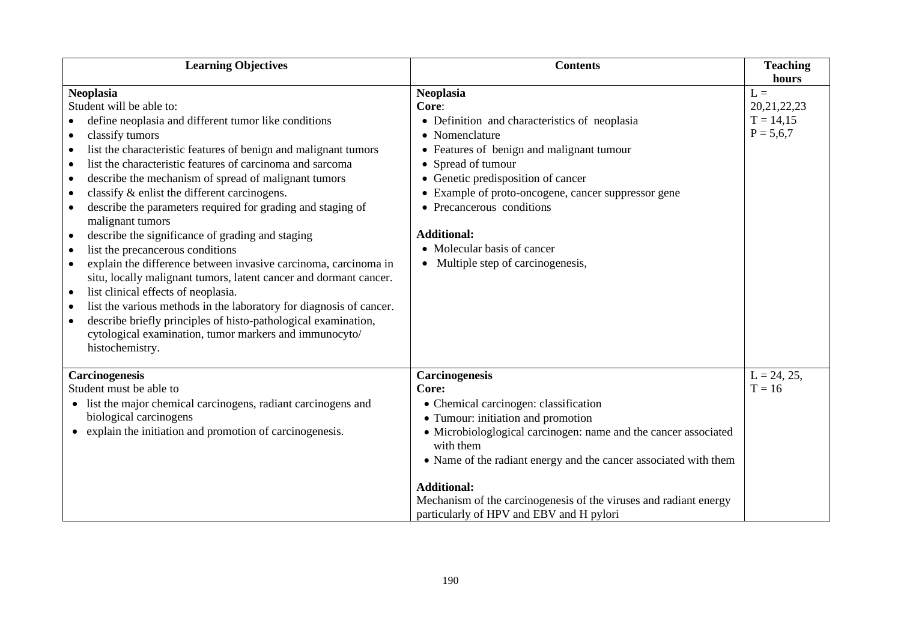| Learning Objectives | Contents | Teaching hours |
| --- | --- | --- |
| **Neoplasia**<br>Student will be able to:<br>• define neoplasia and different tumor like conditions<br>• classify tumors<br>• list the characteristic features of benign and malignant tumors<br>• list the characteristic features of carcinoma and sarcoma<br>• describe the mechanism of spread of malignant tumors<br>• classify & enlist the different carcinogens.<br>• describe the parameters required for grading and staging of malignant tumors<br>• describe the significance of grading and staging<br>• list the precancerous conditions<br>• explain the difference between invasive carcinoma, carcinoma in situ, locally malignant tumors, latent cancer and dormant cancer.<br>• list clinical effects of neoplasia.<br>• list the various methods in the laboratory for diagnosis of cancer.<br>• describe briefly principles of histo-pathological examination, cytological examination, tumor markers and immunocyto/ histochemistry. | **Neoplasia**<br>**Core**:<br>• Definition and characteristics of neoplasia<br>• Nomenclature<br>• Features of benign and malignant tumour<br>• Spread of tumour<br>• Genetic predisposition of cancer<br>• Example of proto-oncogene, cancer suppressor gene<br>• Precancerous conditions<br><br>**Additional:**<br>• Molecular basis of cancer<br>• Multiple step of carcinogenesis, | L = 20,21,22,23<br>T = 14,15<br>P = 5,6,7 |
| **Carcinogenesis**<br>Student must be able to<br>• list the major chemical carcinogens, radiant carcinogens and biological carcinogens<br>• explain the initiation and promotion of carcinogenesis. | **Carcinogenesis**<br>**Core:**<br>• Chemical carcinogen: classification<br>• Tumour: initiation and promotion<br>• Microbiologlogical carcinogen: name and the cancer associated with them<br>• Name of the radiant energy and the cancer associated with them<br><br>**Additional:**<br>Mechanism of the carcinogenesis of the viruses and radiant energy particularly of HPV and EBV and H pylori | L = 24, 25,<br>T = 16 |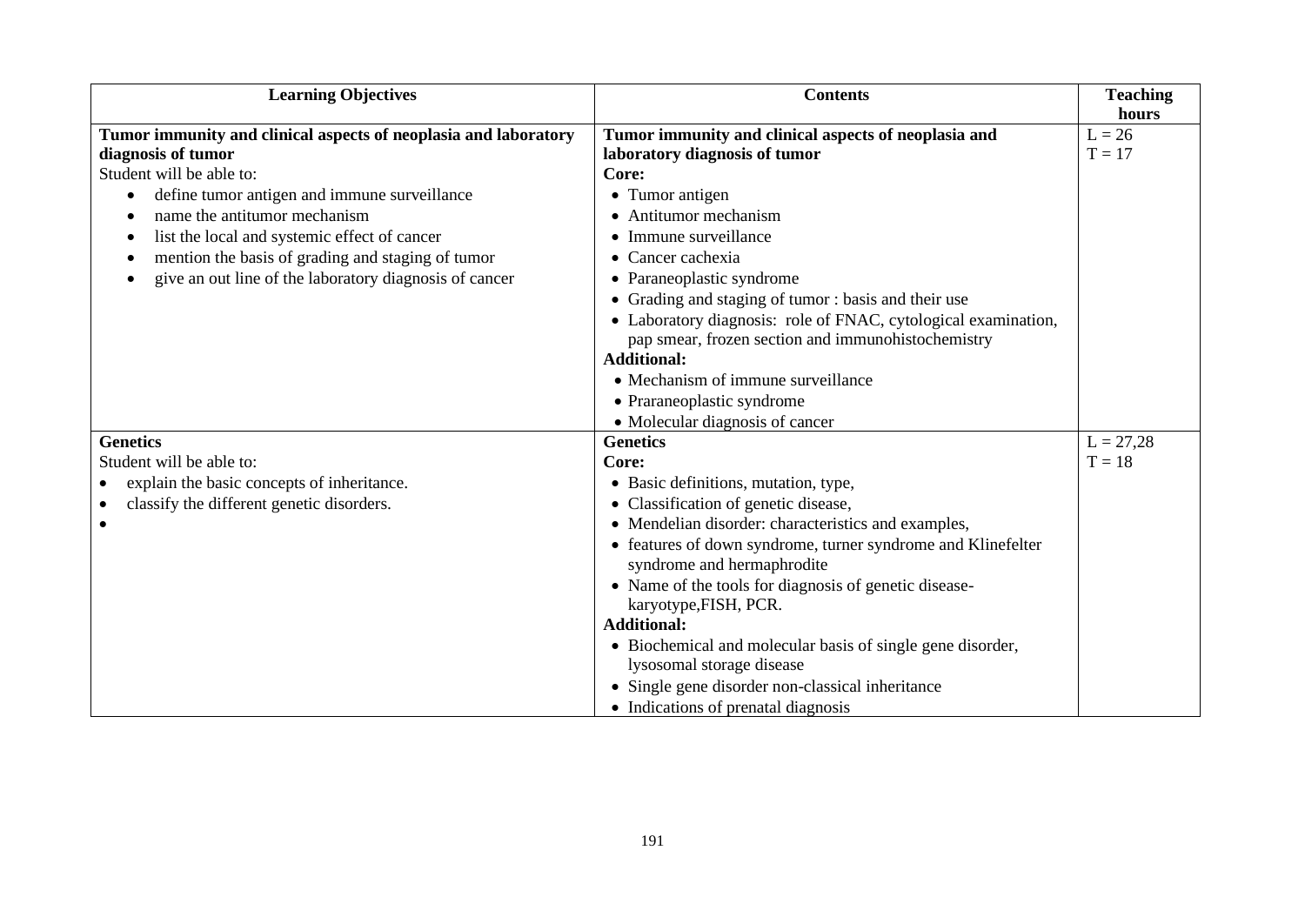| Learning Objectives | Contents | Teaching hours |
|---|---|---|
| **Tumor immunity and clinical aspects of neoplasia and laboratory diagnosis of tumor**<br>Student will be able to:<br>• define tumor antigen and immune surveillance<br>• name the antitumor mechanism<br>• list the local and systemic effect of cancer<br>• mention the basis of grading and staging of tumor<br>• give an out line of the laboratory diagnosis of cancer | **Tumor immunity and clinical aspects of neoplasia and laboratory diagnosis of tumor**<br>**Core:**<br>• Tumor antigen<br>• Antitumor mechanism<br>• Immune surveillance<br>• Cancer cachexia<br>• Paraneoplastic syndrome<br>• Grading and staging of tumor : basis and their use<br>• Laboratory diagnosis: role of FNAC, cytological examination, pap smear, frozen section and immunohistochemistry<br>**Additional:**<br>• Mechanism of immune surveillance<br>• Praraneoplastic syndrome<br>• Molecular diagnosis of cancer | L = 26<br>T = 17 |
| **Genetics**<br>Student will be able to:<br>• explain the basic concepts of inheritance.<br>• classify the different genetic disorders.<br>• | **Genetics**<br>**Core:**<br>• Basic definitions, mutation, type,<br>• Classification of genetic disease,<br>• Mendelian disorder: characteristics and examples,<br>• features of down syndrome, turner syndrome and Klinefelter syndrome and hermaphrodite<br>• Name of the tools for diagnosis of genetic disease- karyotype,FISH, PCR.<br>**Additional:**<br>• Biochemical and molecular basis of single gene disorder, lysosomal storage disease<br>• Single gene disorder non-classical inheritance<br>• Indications of prenatal diagnosis | L = 27,28<br>T = 18 |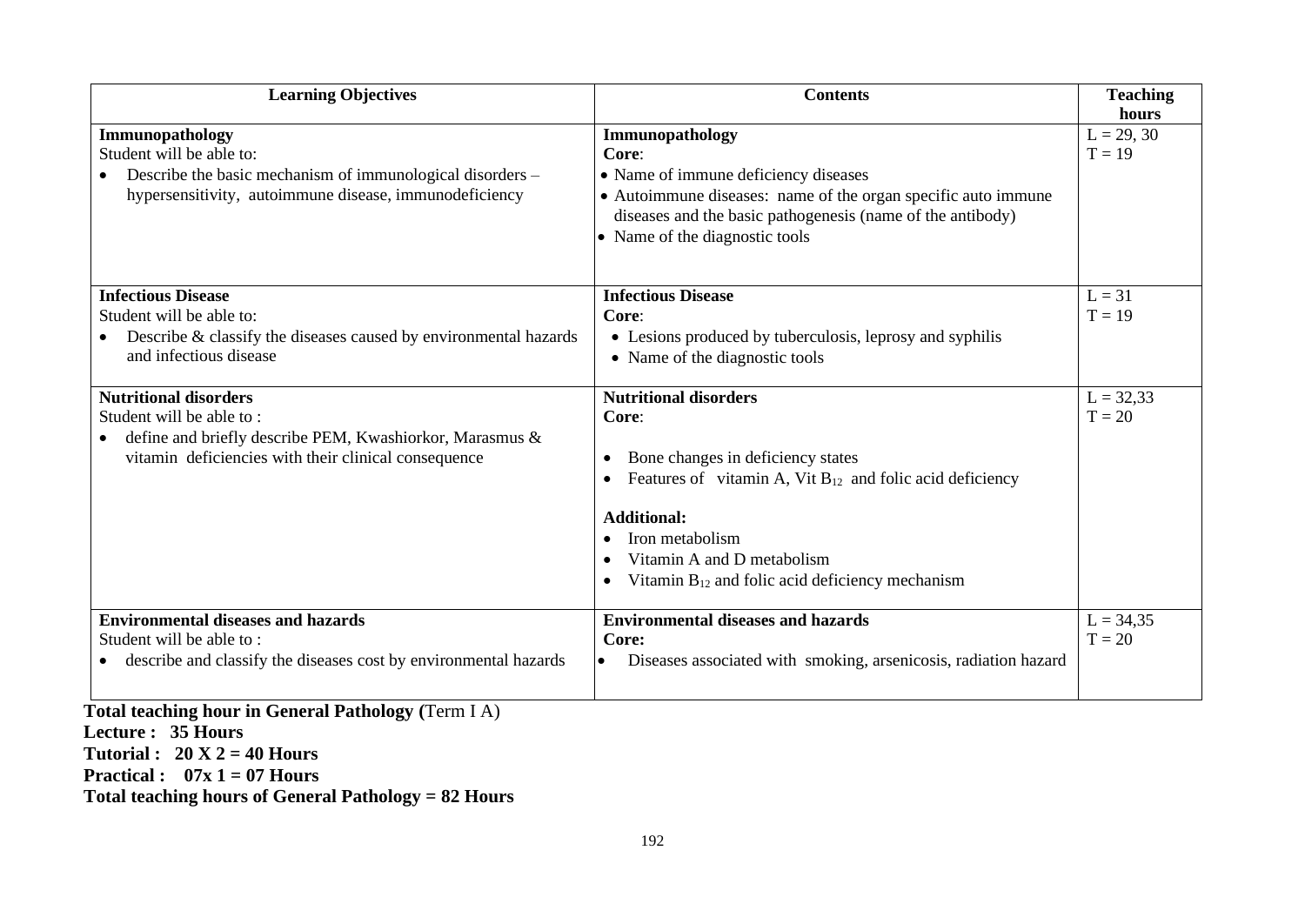| Learning Objectives | Contents | Teaching hours |
|---|---|---|
| **Immunopathology**<br>Student will be able to:<br>• Describe the basic mechanism of immunological disorders – hypersensitivity, autoimmune disease, immunodeficiency | **Immunopathology**<br>**Core**:<br>• Name of immune deficiency diseases<br>• Autoimmune diseases: name of the organ specific auto immune diseases and the basic pathogenesis (name of the antibody)<br>• Name of the diagnostic tools | L = 29, 30<br>T = 19 |
| **Infectious Disease**<br>Student will be able to:<br>• Describe & classify the diseases caused by environmental hazards and infectious disease | **Infectious Disease**<br>**Core**:<br>• Lesions produced by tuberculosis, leprosy and syphilis<br>• Name of the diagnostic tools | L = 31<br>T = 19 |
| **Nutritional disorders**<br>Student will be able to :<br>• define and briefly describe PEM, Kwashiorkor, Marasmus & vitamin deficiencies with their clinical consequence | **Nutritional disorders**<br>**Core**:<br>• Bone changes in deficiency states<br>• Features of vitamin A, Vit $B_{12}$ and folic acid deficiency<br>**Additional:**<br>• Iron metabolism<br>• Vitamin A and D metabolism<br>• Vitamin $B_{12}$ and folic acid deficiency mechanism | L = 32,33<br>T = 20 |
| **Environmental diseases and hazards**<br>Student will be able to :<br>• describe and classify the diseases cost by environmental hazards | **Environmental diseases and hazards**<br>**Core:**<br>• Diseases associated with smoking, arsenicosis, radiation hazard | L = 34,35<br>T = 20 |

**Total teaching hour in General Pathology (**Term I A)

**Lecture : 35 Hours**

**Tutorial : 20 X 2 = 40 Hours**

**Practical : 07x 1 = 07 Hours**

**Total teaching hours of General Pathology = 82 Hours**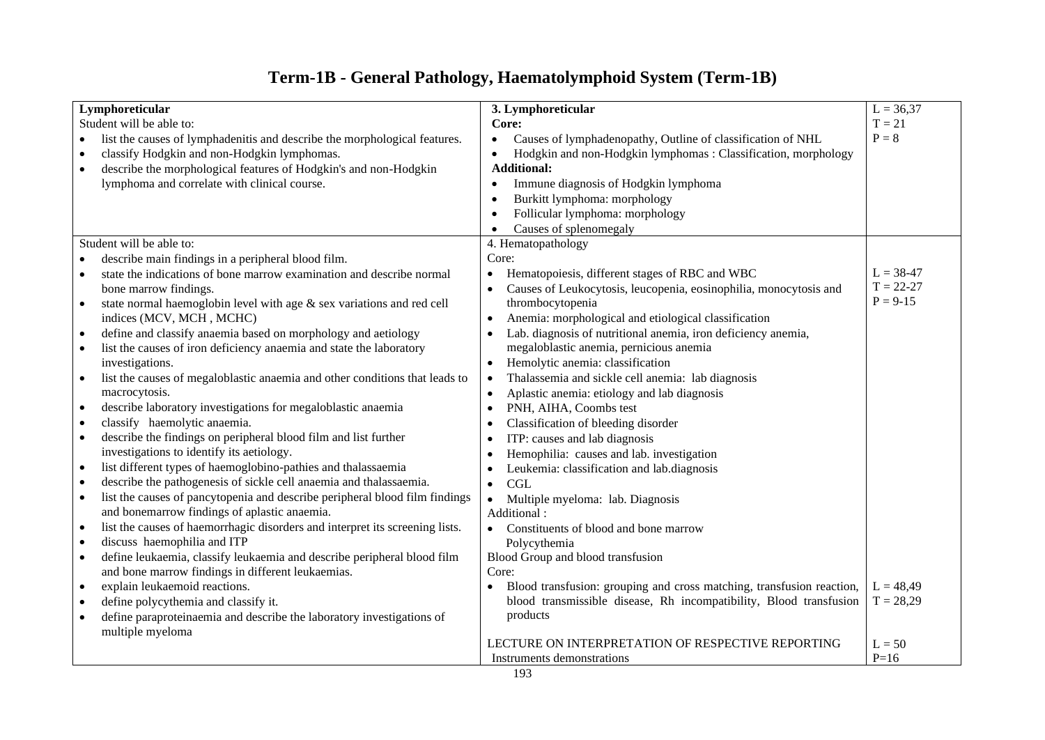# Term-1B - General Pathology, Haematolymphoid System (Term-1B)

| | | |
|---|---|---|
| **Lymphoreticular**<br>Student will be able to:<br>• list the causes of lymphadenitis and describe the morphological features.<br>• classify Hodgkin and non-Hodgkin lymphomas.<br>• describe the morphological features of Hodgkin's and non-Hodgkin lymphoma and correlate with clinical course. | **3. Lymphoreticular**<br>**Core:**<br>• Causes of lymphadenopathy, Outline of classification of NHL<br>• Hodgkin and non-Hodgkin lymphomas : Classification, morphology<br>**Additional:**<br>• Immune diagnosis of Hodgkin lymphoma<br>• Burkitt lymphoma: morphology<br>• Follicular lymphoma: morphology<br>• Causes of splenomegaly | L = 36,37<br>T = 21<br>P = 8 |
| Student will be able to:<br>• describe main findings in a peripheral blood film.<br>• state the indications of bone marrow examination and describe normal bone marrow findings.<br>• state normal haemoglobin level with age & sex variations and red cell indices (MCV, MCH , MCHC)<br>• define and classify anaemia based on morphology and aetiology<br>• list the causes of iron deficiency anaemia and state the laboratory investigations.<br>• list the causes of megaloblastic anaemia and other conditions that leads to macrocytosis.<br>• describe laboratory investigations for megaloblastic anaemia<br>• classify haemolytic anaemia.<br>• describe the findings on peripheral blood film and list further investigations to identify its aetiology.<br>• list different types of haemoglobino-pathies and thalassaemia<br>• describe the pathogenesis of sickle cell anaemia and thalassaemia.<br>• list the causes of pancytopenia and describe peripheral blood film findings and bonemarrow findings of aplastic anaemia.<br>• list the causes of haemorrhagic disorders and interpret its screening lists.<br>• discuss haemophilia and ITP<br>• define leukaemia, classify leukaemia and describe peripheral blood film and bone marrow findings in different leukaemias.<br>• explain leukaemoid reactions.<br>• define polycythemia and classify it.<br>• define paraproteinaemia and describe the laboratory investigations of multiple myeloma | 4. Hematopathology<br>Core:<br>• Hematopoiesis, different stages of RBC and WBC<br>• Causes of Leukocytosis, leucopenia, eosinophilia, monocytosis and thrombocytopenia<br>• Anemia: morphological and etiological classification<br>• Lab. diagnosis of nutritional anemia, iron deficiency anemia, megaloblastic anemia, pernicious anemia<br>• Hemolytic anemia: classification<br>• Thalassemia and sickle cell anemia: lab diagnosis<br>• Aplastic anemia: etiology and lab diagnosis<br>• PNH, AIHA, Coombs test<br>• Classification of bleeding disorder<br>• ITP: causes and lab diagnosis<br>• Hemophilia: causes and lab. investigation<br>• Leukemia: classification and lab.diagnosis<br>• CGL<br>• Multiple myeloma: lab. Diagnosis<br>Additional :<br>• Constituents of blood and bone marrow<br>Polycythemia<br>Blood Group and blood transfusion<br>Core:<br>• Blood transfusion: grouping and cross matching, transfusion reaction, blood transmissible disease, Rh incompatibility, Blood transfusion products<br><br>LECTURE ON INTERPRETATION OF RESPECTIVE REPORTING<br>Instruments demonstrations | L = 38-47<br>T = 22-27<br>P = 9-15<br><br>L = 48,49<br>T = 28,29<br><br>L = 50<br>P=16 |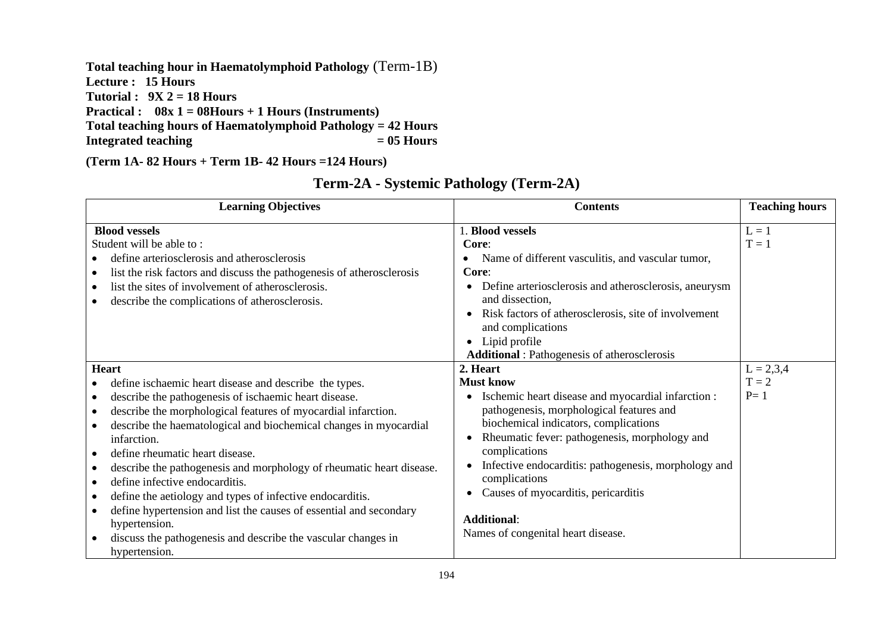**Total teaching hour in Haematolymphoid Pathology** (Term-1B)
**Lecture : 15 Hours**
**Tutorial : 9X 2 = 18 Hours**
**Practical : 08x 1 = 08Hours + 1 Hours (Instruments)**
**Total teaching hours of Haematolymphoid Pathology = 42 Hours**
**Integrated teaching = 05 Hours**

**(Term 1A- 82 Hours + Term 1B- 42 Hours =124 Hours)**

## Term-2A - Systemic Pathology (Term-2A)

| Learning Objectives | Contents | Teaching hours |
|---|---|---|
| **Blood vessels**<br>Student will be able to :<br>• define arteriosclerosis and atherosclerosis<br>• list the risk factors and discuss the pathogenesis of atherosclerosis<br>• list the sites of involvement of atherosclerosis.<br>• describe the complications of atherosclerosis. | 1. **Blood vessels**<br>**Core**:<br>• Name of different vasculitis, and vascular tumor,<br>**Core**:<br>• Define arteriosclerosis and atherosclerosis, aneurysm and dissection,<br>• Risk factors of atherosclerosis, site of involvement and complications<br>• Lipid profile<br>**Additional** : Pathogenesis of atherosclerosis | L = 1<br>T = 1 |
| **Heart**<br>• define ischaemic heart disease and describe the types.<br>• describe the pathogenesis of ischaemic heart disease.<br>• describe the morphological features of myocardial infarction.<br>• describe the haematological and biochemical changes in myocardial infarction.<br>• define rheumatic heart disease.<br>• describe the pathogenesis and morphology of rheumatic heart disease.<br>• define infective endocarditis.<br>• define the aetiology and types of infective endocarditis.<br>• define hypertension and list the causes of essential and secondary hypertension.<br>• discuss the pathogenesis and describe the vascular changes in hypertension. | **2. Heart**<br>**Must know**<br>• Ischemic heart disease and myocardial infarction : pathogenesis, morphological features and biochemical indicators, complications<br>• Rheumatic fever: pathogenesis, morphology and complications<br>• Infective endocarditis: pathogenesis, morphology and complications<br>• Causes of myocarditis, pericarditis<br><br>**Additional**:<br>Names of congenital heart disease. | L = 2,3,4<br>T = 2<br>P= 1 |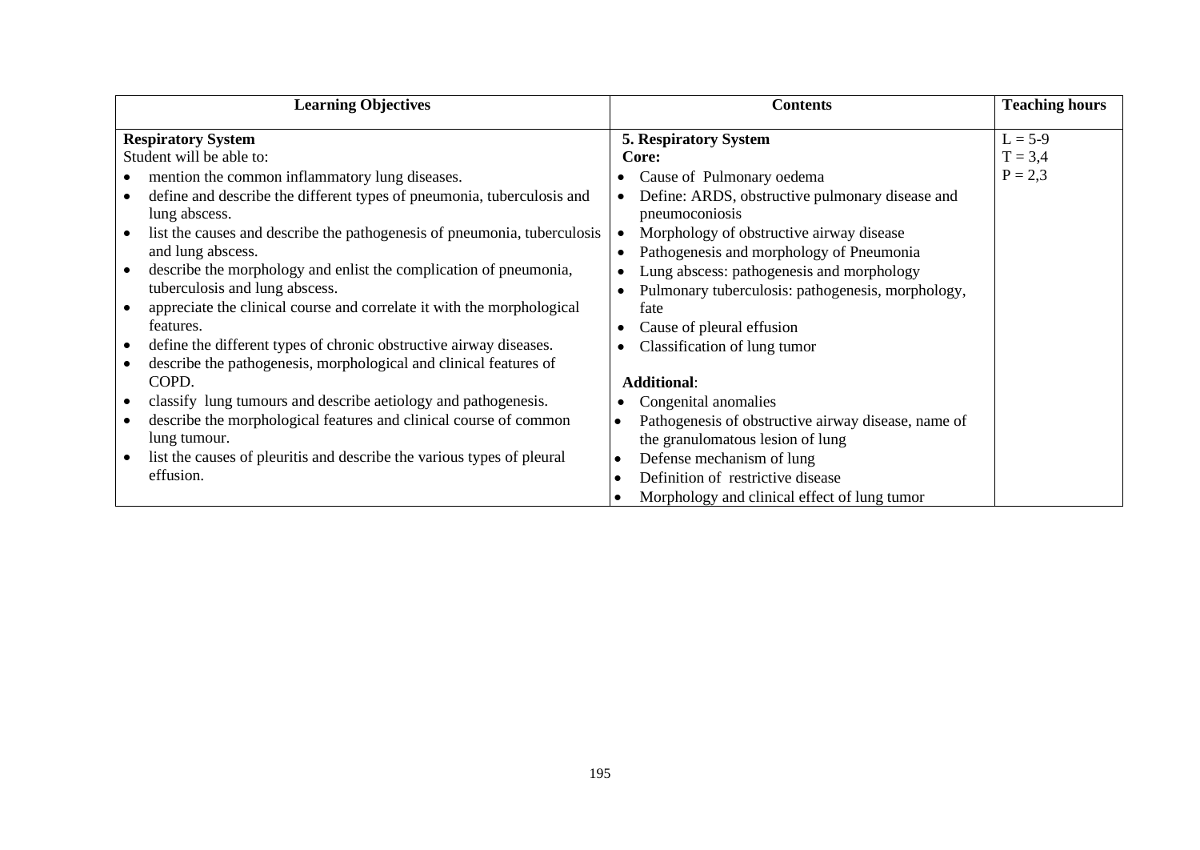| Learning Objectives | Contents | Teaching hours |
|---|---|---|
| **Respiratory System**<br>Student will be able to:<br>• mention the common inflammatory lung diseases.<br>• define and describe the different types of pneumonia, tuberculosis and lung abscess.<br>• list the causes and describe the pathogenesis of pneumonia, tuberculosis and lung abscess.<br>• describe the morphology and enlist the complication of pneumonia, tuberculosis and lung abscess.<br>• appreciate the clinical course and correlate it with the morphological features.<br>• define the different types of chronic obstructive airway diseases.<br>• describe the pathogenesis, morphological and clinical features of COPD.<br>• classify lung tumours and describe aetiology and pathogenesis.<br>• describe the morphological features and clinical course of common lung tumour.<br>• list the causes of pleuritis and describe the various types of pleural effusion. | **5. Respiratory System**<br>**Core:**<br>• Cause of Pulmonary oedema<br>• Define: ARDS, obstructive pulmonary disease and pneumoconiosis<br>• Morphology of obstructive airway disease<br>• Pathogenesis and morphology of Pneumonia<br>• Lung abscess: pathogenesis and morphology<br>• Pulmonary tuberculosis: pathogenesis, morphology, fate<br>• Cause of pleural effusion<br>• Classification of lung tumor<br><br>**Additional**:<br>• Congenital anomalies<br>• Pathogenesis of obstructive airway disease, name of the granulomatous lesion of lung<br>• Defense mechanism of lung<br>• Definition of restrictive disease<br>• Morphology and clinical effect of lung tumor | L = 5-9<br>T = 3,4<br>P = 2,3 |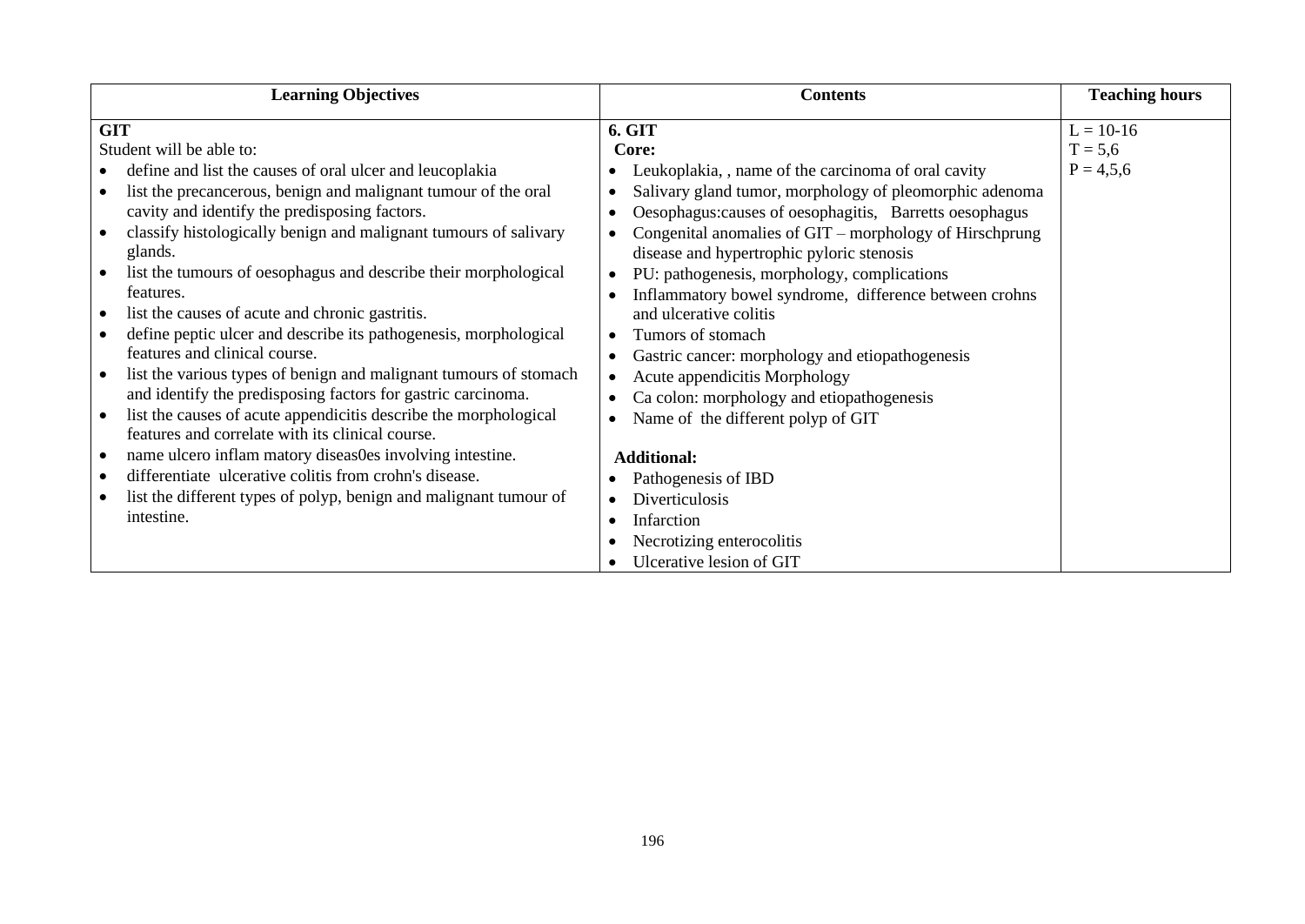| Learning Objectives | Contents | Teaching hours |
|---|---|---|
| **GIT**<br>Student will be able to:<br>• define and list the causes of oral ulcer and leucoplakia<br>• list the precancerous, benign and malignant tumour of the oral cavity and identify the predisposing factors.<br>• classify histologically benign and malignant tumours of salivary glands.<br>• list the tumours of oesophagus and describe their morphological features.<br>• list the causes of acute and chronic gastritis.<br>• define peptic ulcer and describe its pathogenesis, morphological features and clinical course.<br>• list the various types of benign and malignant tumours of stomach and identify the predisposing factors for gastric carcinoma.<br>• list the causes of acute appendicitis describe the morphological features and correlate with its clinical course.<br>• name ulcero inflam matory diseas0es involving intestine.<br>• differentiate ulcerative colitis from crohn's disease.<br>• list the different types of polyp, benign and malignant tumour of intestine. | **6. GIT**<br>**Core:**<br>• Leukoplakia, , name of the carcinoma of oral cavity<br>• Salivary gland tumor, morphology of pleomorphic adenoma<br>• Oesophagus:causes of oesophagitis, Barretts oesophagus<br>• Congenital anomalies of GIT – morphology of Hirschprung disease and hypertrophic pyloric stenosis<br>• PU: pathogenesis, morphology, complications<br>• Inflammatory bowel syndrome, difference between crohns and ulcerative colitis<br>• Tumors of stomach<br>• Gastric cancer: morphology and etiopathogenesis<br>• Acute appendicitis Morphology<br>• Ca colon: morphology and etiopathogenesis<br>• Name of the different polyp of GIT<br><br>**Additional:**<br>• Pathogenesis of IBD<br>• Diverticulosis<br>• Infarction<br>• Necrotizing enterocolitis<br>• Ulcerative lesion of GIT | L = 10-16<br>T = 5,6<br>P = 4,5,6 |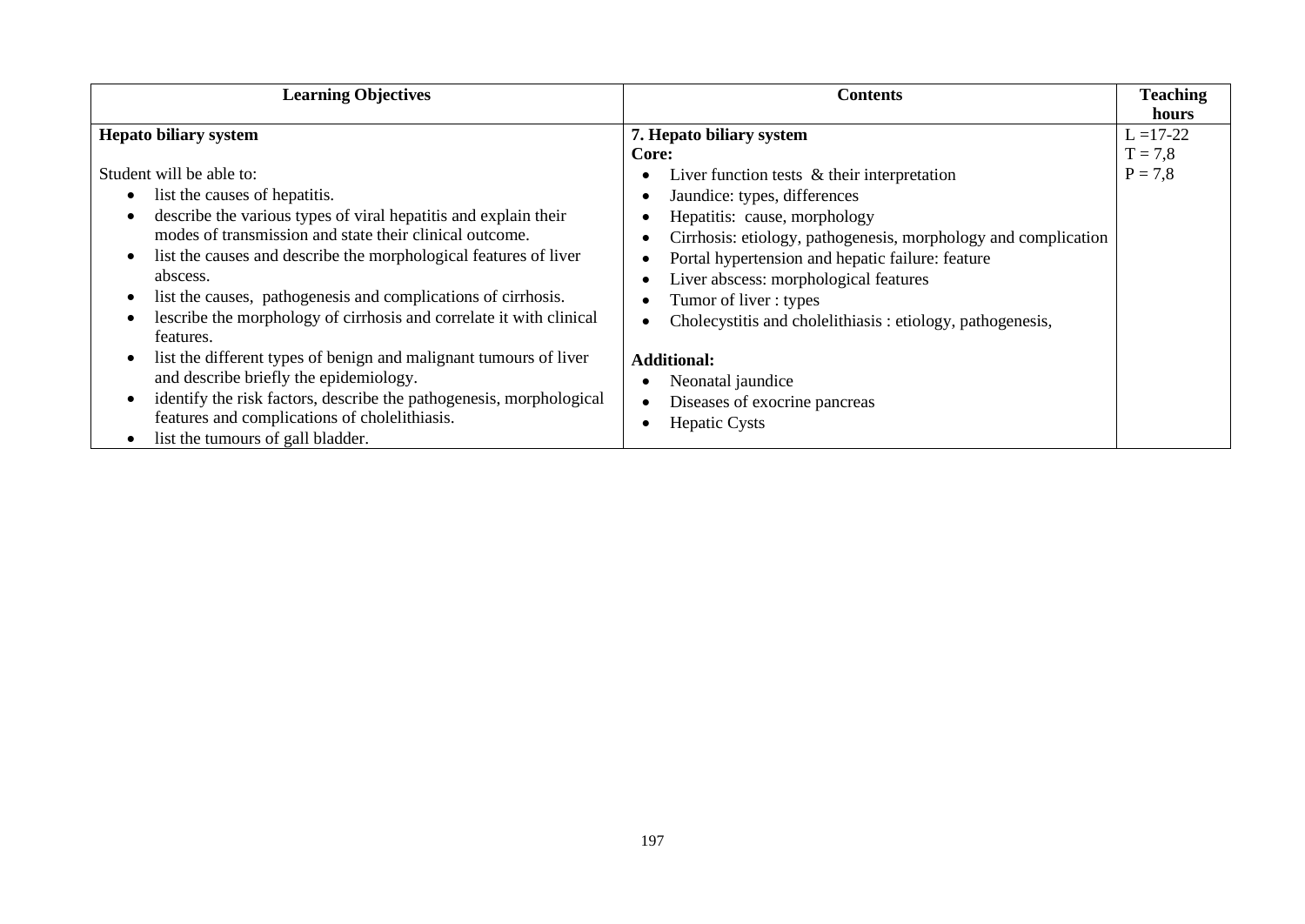| Learning Objectives | Contents | Teaching hours |
|---|---|---|
| **Hepato biliary system**<br><br>Student will be able to:<br>• list the causes of hepatitis.<br>• describe the various types of viral hepatitis and explain their modes of transmission and state their clinical outcome.<br>• list the causes and describe the morphological features of liver abscess.<br>• list the causes, pathogenesis and complications of cirrhosis.<br>• lescribe the morphology of cirrhosis and correlate it with clinical features.<br>• list the different types of benign and malignant tumours of liver and describe briefly the epidemiology.<br>• identify the risk factors, describe the pathogenesis, morphological features and complications of cholelithiasis.<br>• list the tumours of gall bladder. | **7. Hepato biliary system**<br>**Core:**<br>• Liver function tests & their interpretation<br>• Jaundice: types, differences<br>• Hepatitis: cause, morphology<br>• Cirrhosis: etiology, pathogenesis, morphology and complication<br>• Portal hypertension and hepatic failure: feature<br>• Liver abscess: morphological features<br>• Tumor of liver : types<br>• Cholecystitis and cholelithiasis : etiology, pathogenesis,<br><br>**Additional:**<br>• Neonatal jaundice<br>• Diseases of exocrine pancreas<br>• Hepatic Cysts | L =17-22<br>T = 7,8<br>P = 7,8 |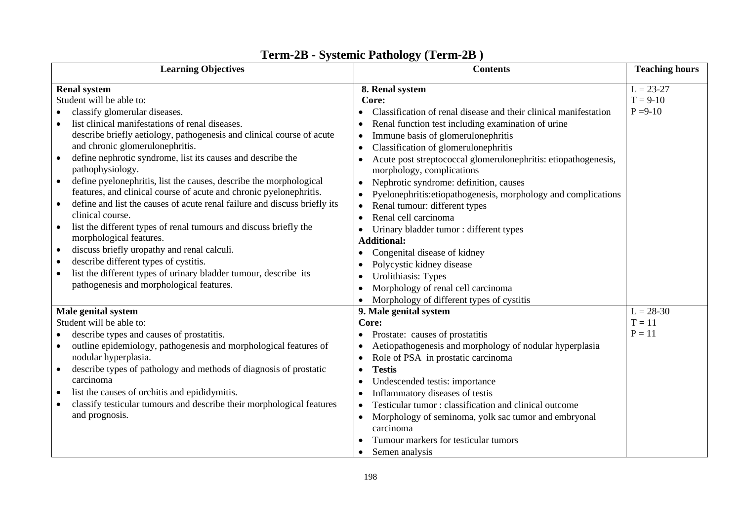# Term-2B - Systemic Pathology (Term-2B )

| Learning Objectives | Contents | Teaching hours |
|---|---|---|
| **Renal system**<br>Student will be able to:<br>• classify glomerular diseases.<br>• list clinical manifestations of renal diseases.<br>describe briefly aetiology, pathogenesis and clinical course of acute and chronic glomerulonephritis.<br>• define nephrotic syndrome, list its causes and describe the pathophysiology.<br>• define pyelonephritis, list the causes, describe the morphological features, and clinical course of acute and chronic pyelonephritis.<br>• define and list the causes of acute renal failure and discuss briefly its clinical course.<br>• list the different types of renal tumours and discuss briefly the morphological features.<br>• discuss briefly uropathy and renal calculi.<br>• describe different types of cystitis.<br>• list the different types of urinary bladder tumour, describe its pathogenesis and morphological features. | **8. Renal system**<br>**Core:**<br>• Classification of renal disease and their clinical manifestation<br>• Renal function test including examination of urine<br>• Immune basis of glomerulonephritis<br>• Classification of glomerulonephritis<br>• Acute post streptococcal glomerulonephritis: etiopathogenesis, morphology, complications<br>• Nephrotic syndrome: definition, causes<br>• Pyelonephritis:etiopathogenesis, morphology and complications<br>• Renal tumour: different types<br>• Renal cell carcinoma<br>• Urinary bladder tumor : different types<br>**Additional:**<br>• Congenital disease of kidney<br>• Polycystic kidney disease<br>• Urolithiasis: Types<br>• Morphology of renal cell carcinoma<br>• Morphology of different types of cystitis | L = 23-27<br>T = 9-10<br>P =9-10 |
| **Male genital system**<br>Student will be able to:<br>• describe types and causes of prostatitis.<br>• outline epidemiology, pathogenesis and morphological features of nodular hyperplasia.<br>• describe types of pathology and methods of diagnosis of prostatic carcinoma<br>• list the causes of orchitis and epididymitis.<br>• classify testicular tumours and describe their morphological features and prognosis. | **9. Male genital system**<br>**Core:**<br>• Prostate: causes of prostatitis<br>• Aetiopathogenesis and morphology of nodular hyperplasia<br>• Role of PSA in prostatic carcinoma<br>• **Testis**<br>• Undescended testis: importance<br>• Inflammatory diseases of testis<br>• Testicular tumor : classification and clinical outcome<br>• Morphology of seminoma, yolk sac tumor and embryonal carcinoma<br>• Tumour markers for testicular tumors<br>• Semen analysis | L = 28-30<br>T = 11<br>P = 11 |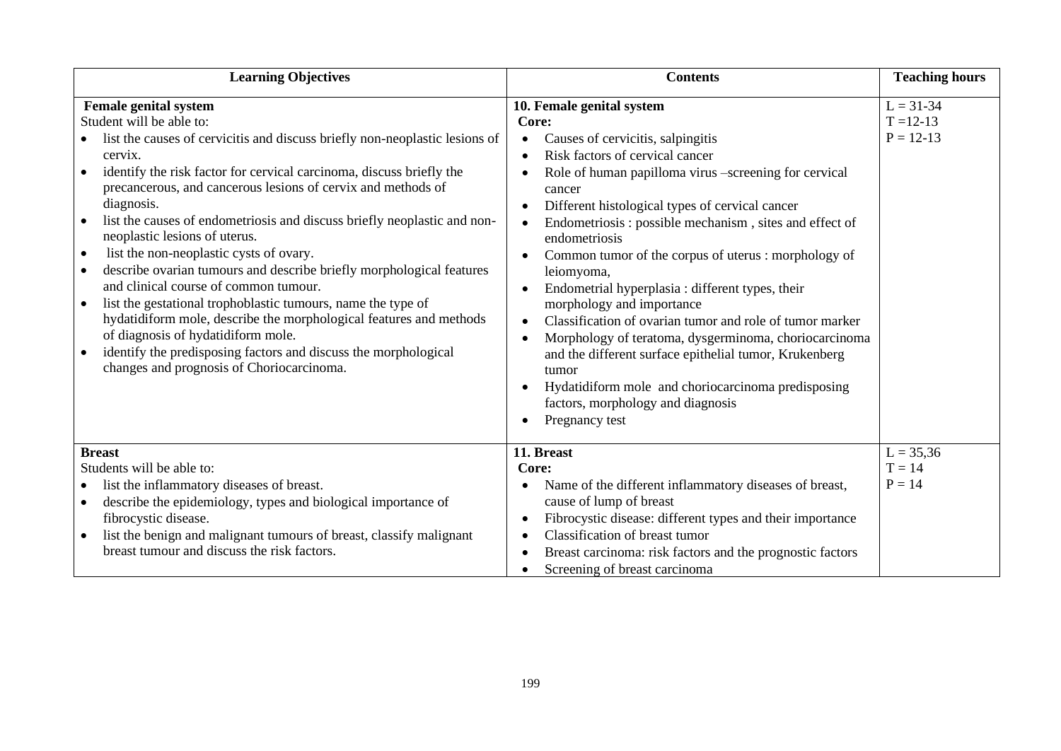| Learning Objectives | Contents | Teaching hours |
|---|---|---|
| **Female genital system**<br>Student will be able to:<br>• list the causes of cervicitis and discuss briefly non-neoplastic lesions of cervix.<br>• identify the risk factor for cervical carcinoma, discuss briefly the precancerous, and cancerous lesions of cervix and methods of diagnosis.<br>• list the causes of endometriosis and discuss briefly neoplastic and non-neoplastic lesions of uterus.<br>• list the non-neoplastic cysts of ovary.<br>• describe ovarian tumours and describe briefly morphological features and clinical course of common tumour.<br>• list the gestational trophoblastic tumours, name the type of hydatidiform mole, describe the morphological features and methods of diagnosis of hydatidiform mole.<br>• identify the predisposing factors and discuss the morphological changes and prognosis of Choriocarcinoma. | **10. Female genital system**<br>**Core:**<br>• Causes of cervicitis, salpingitis<br>• Risk factors of cervical cancer<br>• Role of human papilloma virus –screening for cervical cancer<br>• Different histological types of cervical cancer<br>• Endometriosis : possible mechanism , sites and effect of endometriosis<br>• Common tumor of the corpus of uterus : morphology of leiomyoma,<br>• Endometrial hyperplasia : different types, their morphology and importance<br>• Classification of ovarian tumor and role of tumor marker<br>• Morphology of teratoma, dysgerminoma, choriocarcinoma and the different surface epithelial tumor, Krukenberg tumor<br>• Hydatidiform mole and choriocarcinoma predisposing factors, morphology and diagnosis<br>• Pregnancy test | L = 31-34<br>T =12-13<br>P = 12-13 |
| **Breast**<br>Students will be able to:<br>• list the inflammatory diseases of breast.<br>• describe the epidemiology, types and biological importance of fibrocystic disease.<br>• list the benign and malignant tumours of breast, classify malignant breast tumour and discuss the risk factors. | **11. Breast**<br>**Core:**<br>• Name of the different inflammatory diseases of breast, cause of lump of breast<br>• Fibrocystic disease: different types and their importance<br>• Classification of breast tumor<br>• Breast carcinoma: risk factors and the prognostic factors<br>• Screening of breast carcinoma | L = 35,36<br>T = 14<br>P = 14 |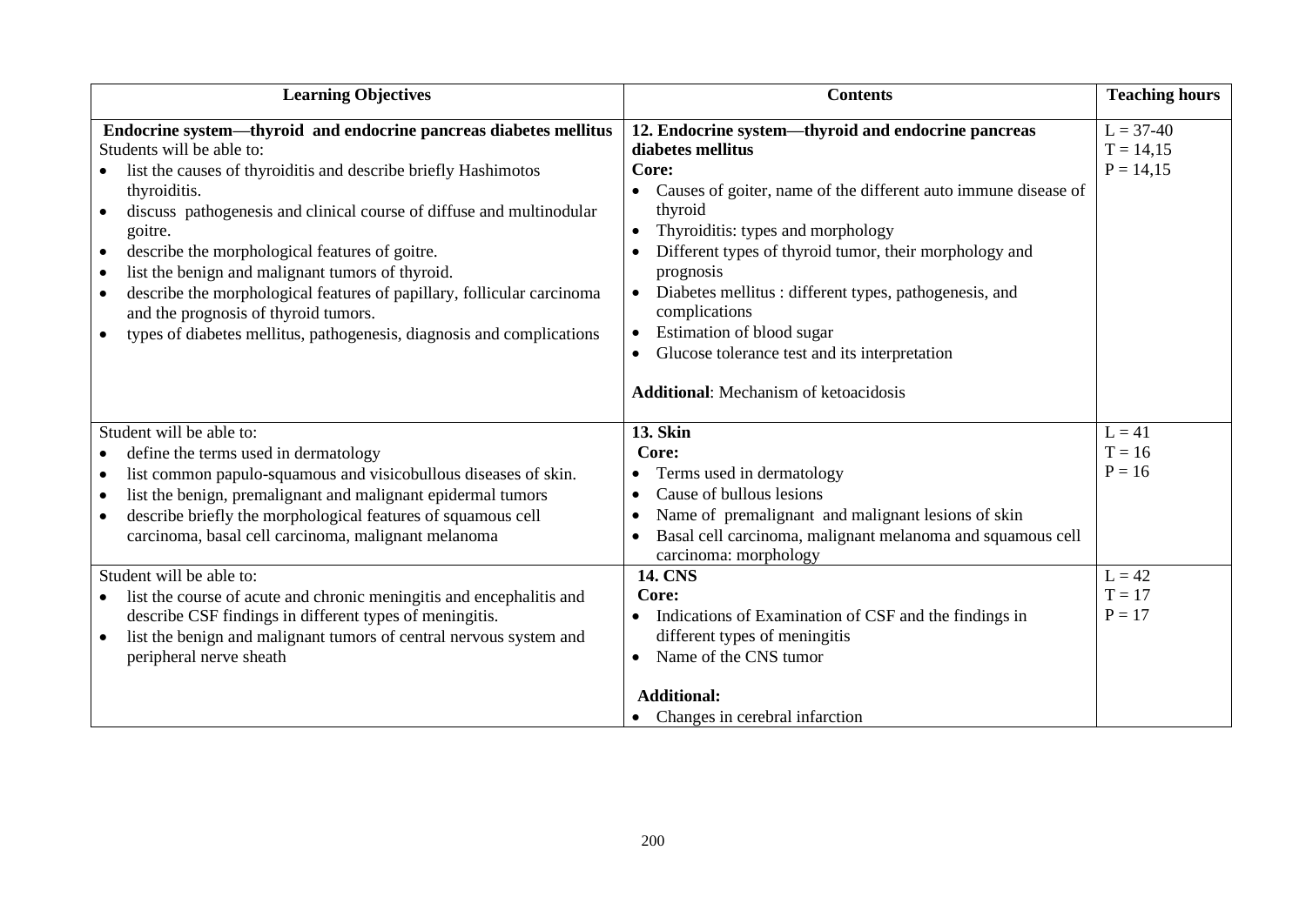| Learning Objectives | Contents | Teaching hours |
|---|---|---|
| **Endocrine system—thyroid and endocrine pancreas diabetes mellitus**<br>Students will be able to:<br>• list the causes of thyroiditis and describe briefly Hashimotos thyroiditis.<br>• discuss pathogenesis and clinical course of diffuse and multinodular goitre.<br>• describe the morphological features of goitre.<br>• list the benign and malignant tumors of thyroid.<br>• describe the morphological features of papillary, follicular carcinoma and the prognosis of thyroid tumors.<br>• types of diabetes mellitus, pathogenesis, diagnosis and complications | **12. Endocrine system—thyroid and endocrine pancreas diabetes mellitus**<br>**Core:**<br>• Causes of goiter, name of the different auto immune disease of thyroid<br>• Thyroiditis: types and morphology<br>• Different types of thyroid tumor, their morphology and prognosis<br>• Diabetes mellitus : different types, pathogenesis, and complications<br>• Estimation of blood sugar<br>• Glucose tolerance test and its interpretation<br><br>**Additional**: Mechanism of ketoacidosis | L = 37-40<br>T = 14,15<br>P = 14,15 |
| Student will be able to:<br>• define the terms used in dermatology<br>• list common papulo-squamous and visicobullous diseases of skin.<br>• list the benign, premalignant and malignant epidermal tumors<br>• describe briefly the morphological features of squamous cell carcinoma, basal cell carcinoma, malignant melanoma | **13. Skin**<br>**Core:**<br>• Terms used in dermatology<br>• Cause of bullous lesions<br>• Name of premalignant and malignant lesions of skin<br>• Basal cell carcinoma, malignant melanoma and squamous cell carcinoma: morphology | L = 41<br>T = 16<br>P = 16 |
| Student will be able to:<br>• list the course of acute and chronic meningitis and encephalitis and describe CSF findings in different types of meningitis.<br>• list the benign and malignant tumors of central nervous system and peripheral nerve sheath | **14. CNS**<br>**Core:**<br>• Indications of Examination of CSF and the findings in different types of meningitis<br>• Name of the CNS tumor<br><br>**Additional:**<br>• Changes in cerebral infarction | L = 42<br>T = 17<br>P = 17 |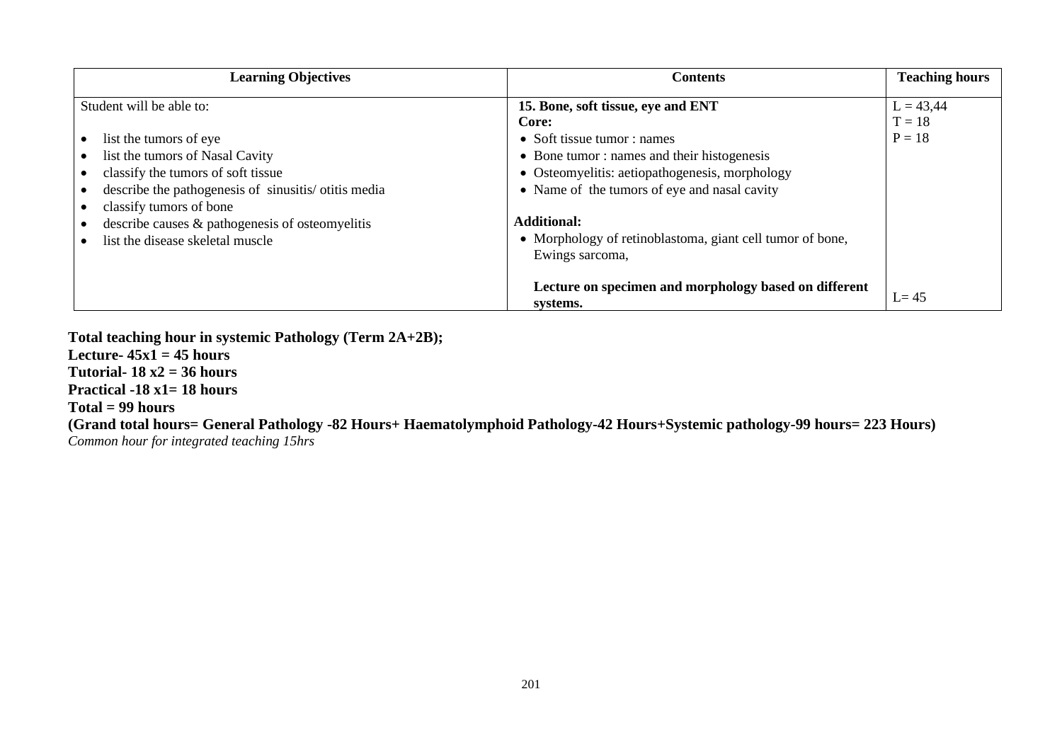| Learning Objectives | Contents | Teaching hours |
|---|---|---|
| Student will be able to:<br><br>• list the tumors of eye<br>• list the tumors of Nasal Cavity<br>• classify the tumors of soft tissue<br>• describe the pathogenesis of sinusitis/ otitis media<br>• classify tumors of bone<br>• describe causes & pathogenesis of osteomyelitis<br>• list the disease skeletal muscle | **15. Bone, soft tissue, eye and ENT**<br>**Core:**<br>• Soft tissue tumor : names<br>• Bone tumor : names and their histogenesis<br>• Osteomyelitis: aetiopathogenesis, morphology<br>• Name of the tumors of eye and nasal cavity<br><br>**Additional:**<br>• Morphology of retinoblastoma, giant cell tumor of bone, Ewings sarcoma, | L = 43,44<br>T = 18<br>P = 18 |
| | **Lecture on specimen and morphology based on different systems.** | L= 45 |

**Total teaching hour in systemic Pathology (Term 2A+2B);**
**Lecture- 45x1 = 45 hours**
**Tutorial- 18 x2 = 36 hours**
**Practical -18 x1= 18 hours**
**Total = 99 hours**
**(Grand total hours= General Pathology -82 Hours+ Haematolymphoid Pathology-42 Hours+Systemic pathology-99 hours= 223 Hours)**
*Common hour for integrated teaching 15hrs*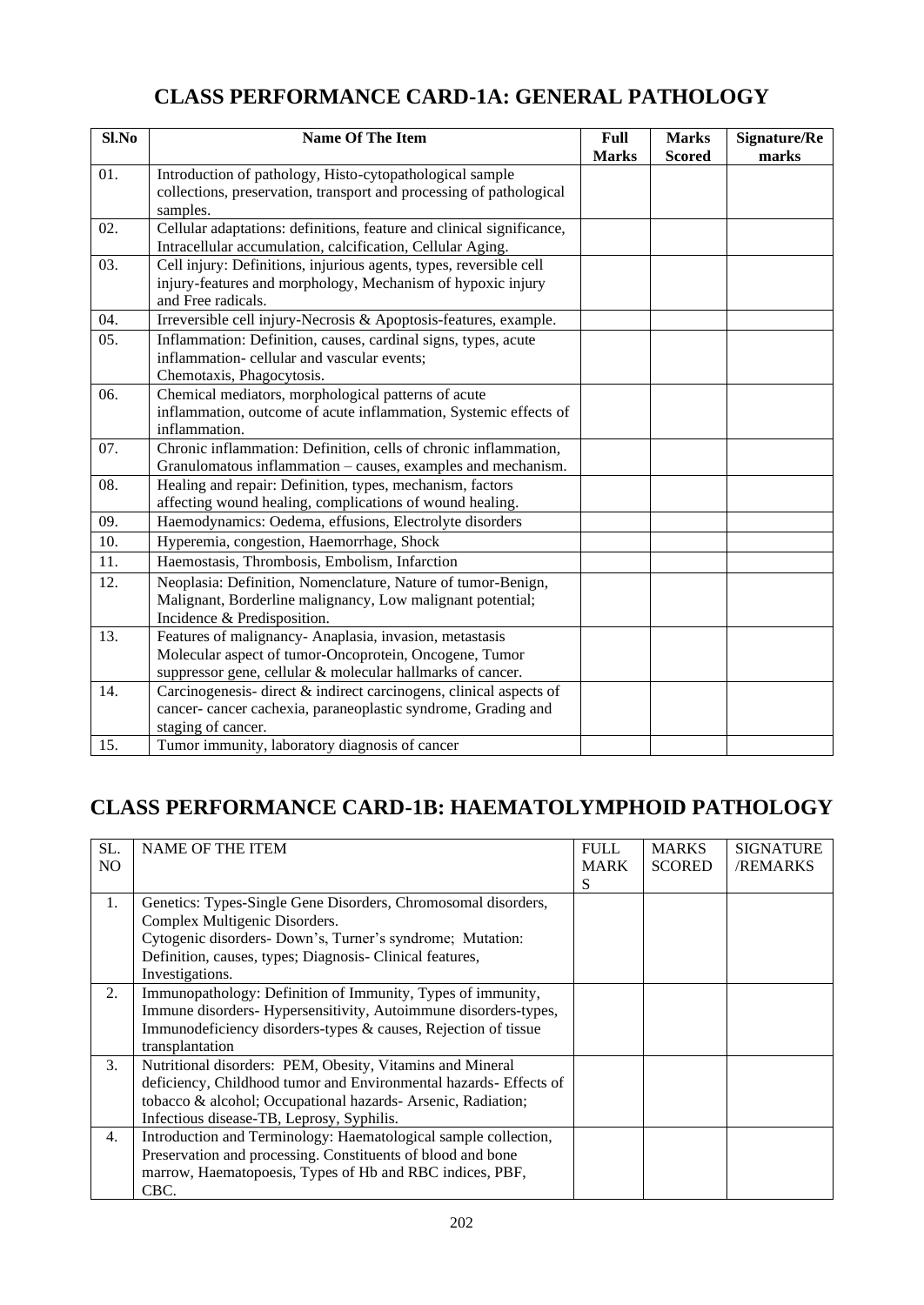## CLASS PERFORMANCE CARD-1A: GENERAL PATHOLOGY

| Sl.No | Name Of The Item | Full Marks | Marks Scored | Signature/Remarks |
|---|---|---|---|---|
| 01. | Introduction of pathology, Histo-cytopathological sample collections, preservation, transport and processing of pathological samples. | | | |
| 02. | Cellular adaptations: definitions, feature and clinical significance, Intracellular accumulation, calcification, Cellular Aging. | | | |
| 03. | Cell injury: Definitions, injurious agents, types, reversible cell injury-features and morphology, Mechanism of hypoxic injury and Free radicals. | | | |
| 04. | Irreversible cell injury-Necrosis & Apoptosis-features, example. | | | |
| 05. | Inflammation: Definition, causes, cardinal signs, types, acute inflammation- cellular and vascular events; Chemotaxis, Phagocytosis. | | | |
| 06. | Chemical mediators, morphological patterns of acute inflammation, outcome of acute inflammation, Systemic effects of inflammation. | | | |
| 07. | Chronic inflammation: Definition, cells of chronic inflammation, Granulomatous inflammation – causes, examples and mechanism. | | | |
| 08. | Healing and repair: Definition, types, mechanism, factors affecting wound healing, complications of wound healing. | | | |
| 09. | Haemodynamics: Oedema, effusions, Electrolyte disorders | | | |
| 10. | Hyperemia, congestion, Haemorrhage, Shock | | | |
| 11. | Haemostasis, Thrombosis, Embolism, Infarction | | | |
| 12. | Neoplasia: Definition, Nomenclature, Nature of tumor-Benign, Malignant, Borderline malignancy, Low malignant potential; Incidence & Predisposition. | | | |
| 13. | Features of malignancy- Anaplasia, invasion, metastasis Molecular aspect of tumor-Oncoprotein, Oncogene, Tumor suppressor gene, cellular & molecular hallmarks of cancer. | | | |
| 14. | Carcinogenesis- direct & indirect carcinogens, clinical aspects of cancer- cancer cachexia, paraneoplastic syndrome, Grading and staging of cancer. | | | |
| 15. | Tumor immunity, laboratory diagnosis of cancer | | | |

## CLASS PERFORMANCE CARD-1B: HAEMATOLYMPHOID PATHOLOGY

| SL. NO | NAME OF THE ITEM | FULL MARKS | MARKS SCORED | SIGNATURE /REMARKS |
|---|---|---|---|---|
| 1. | Genetics: Types-Single Gene Disorders, Chromosomal disorders, Complex Multigenic Disorders. Cytogenic disorders- Down's, Turner's syndrome; Mutation: Definition, causes, types; Diagnosis- Clinical features, Investigations. | | | |
| 2. | Immunopathology: Definition of Immunity, Types of immunity, Immune disorders- Hypersensitivity, Autoimmune disorders-types, Immunodeficiency disorders-types & causes, Rejection of tissue transplantation | | | |
| 3. | Nutritional disorders: PEM, Obesity, Vitamins and Mineral deficiency, Childhood tumor and Environmental hazards- Effects of tobacco & alcohol; Occupational hazards- Arsenic, Radiation; Infectious disease-TB, Leprosy, Syphilis. | | | |
| 4. | Introduction and Terminology: Haematological sample collection, Preservation and processing. Constituents of blood and bone marrow, Haematopoesis, Types of Hb and RBC indices, PBF, CBC. | | | |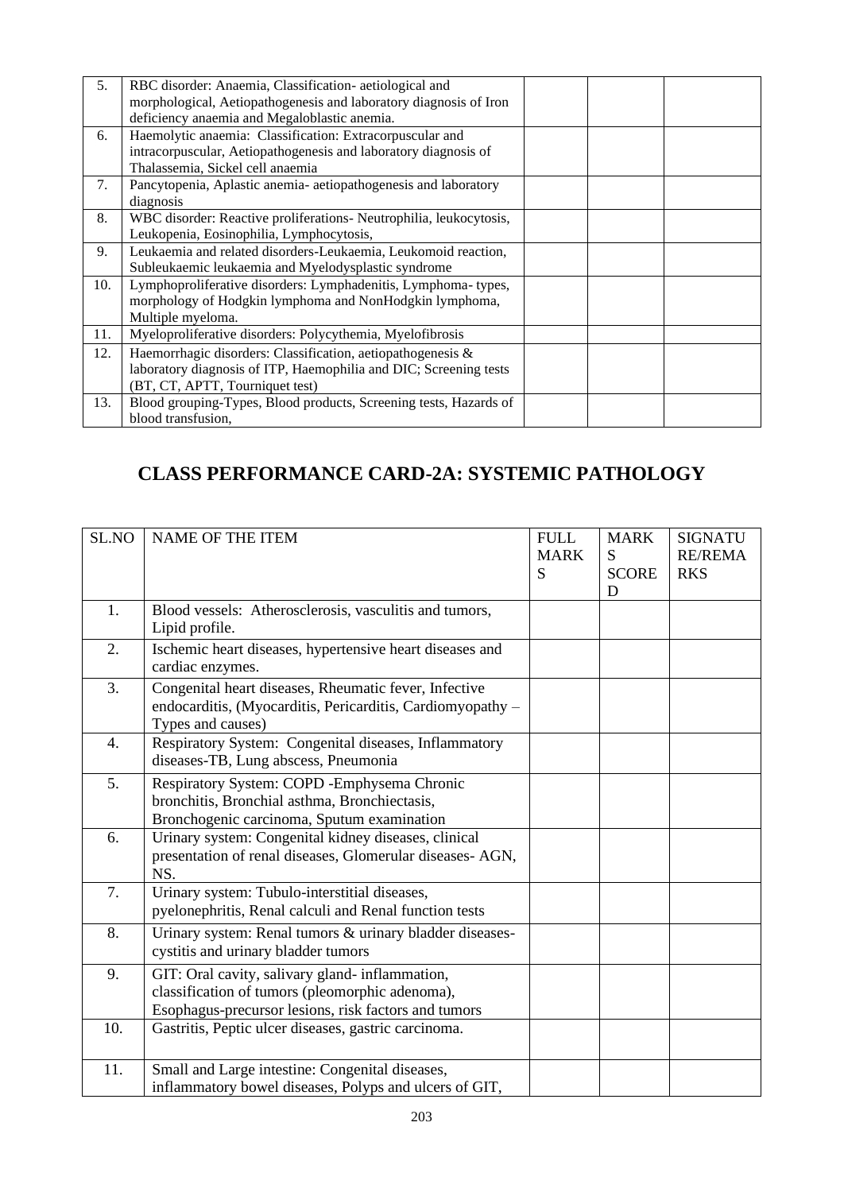| | | | | |
|---|---|---|---|---|
| 5. | RBC disorder: Anaemia, Classification- aetiological and morphological, Aetiopathogenesis and laboratory diagnosis of Iron deficiency anaemia and Megaloblastic anemia. | | | |
| 6. | Haemolytic anaemia: Classification: Extracorpuscular and intracorpuscular, Aetiopathogenesis and laboratory diagnosis of Thalassemia, Sickel cell anaemia | | | |
| 7. | Pancytopenia, Aplastic anemia- aetiopathogenesis and laboratory diagnosis | | | |
| 8. | WBC disorder: Reactive proliferations- Neutrophilia, leukocytosis, Leukopenia, Eosinophilia, Lymphocytosis, | | | |
| 9. | Leukaemia and related disorders-Leukaemia, Leukomoid reaction, Subleukaemic leukaemia and Myelodysplastic syndrome | | | |
| 10. | Lymphoproliferative disorders: Lymphadenitis, Lymphoma- types, morphology of Hodgkin lymphoma and NonHodgkin lymphoma, Multiple myeloma. | | | |
| 11. | Myeloproliferative disorders: Polycythemia, Myelofibrosis | | | |
| 12. | Haemorrhagic disorders: Classification, aetiopathogenesis & laboratory diagnosis of ITP, Haemophilia and DIC; Screening tests (BT, CT, APTT, Tourniquet test) | | | |
| 13. | Blood grouping-Types, Blood products, Screening tests, Hazards of blood transfusion, | | | |

# CLASS PERFORMANCE CARD-2A: SYSTEMIC PATHOLOGY

| SL.NO | NAME OF THE ITEM | FULL MARKS | MARKS SCORED | SIGNATURE/REMARKS |
|---|---|---|---|---|
| 1. | Blood vessels: Atherosclerosis, vasculitis and tumors, Lipid profile. | | | |
| 2. | Ischemic heart diseases, hypertensive heart diseases and cardiac enzymes. | | | |
| 3. | Congenital heart diseases, Rheumatic fever, Infective endocarditis, (Myocarditis, Pericarditis, Cardiomyopathy – Types and causes) | | | |
| 4. | Respiratory System: Congenital diseases, Inflammatory diseases-TB, Lung abscess, Pneumonia | | | |
| 5. | Respiratory System: COPD -Emphysema Chronic bronchitis, Bronchial asthma, Bronchiectasis, Bronchogenic carcinoma, Sputum examination | | | |
| 6. | Urinary system: Congenital kidney diseases, clinical presentation of renal diseases, Glomerular diseases- AGN, NS. | | | |
| 7. | Urinary system: Tubulo-interstitial diseases, pyelonephritis, Renal calculi and Renal function tests | | | |
| 8. | Urinary system: Renal tumors & urinary bladder diseases-cystitis and urinary bladder tumors | | | |
| 9. | GIT: Oral cavity, salivary gland- inflammation, classification of tumors (pleomorphic adenoma), Esophagus-precursor lesions, risk factors and tumors | | | |
| 10. | Gastritis, Peptic ulcer diseases, gastric carcinoma. | | | |
| 11. | Small and Large intestine: Congenital diseases, inflammatory bowel diseases, Polyps and ulcers of GIT, | | | |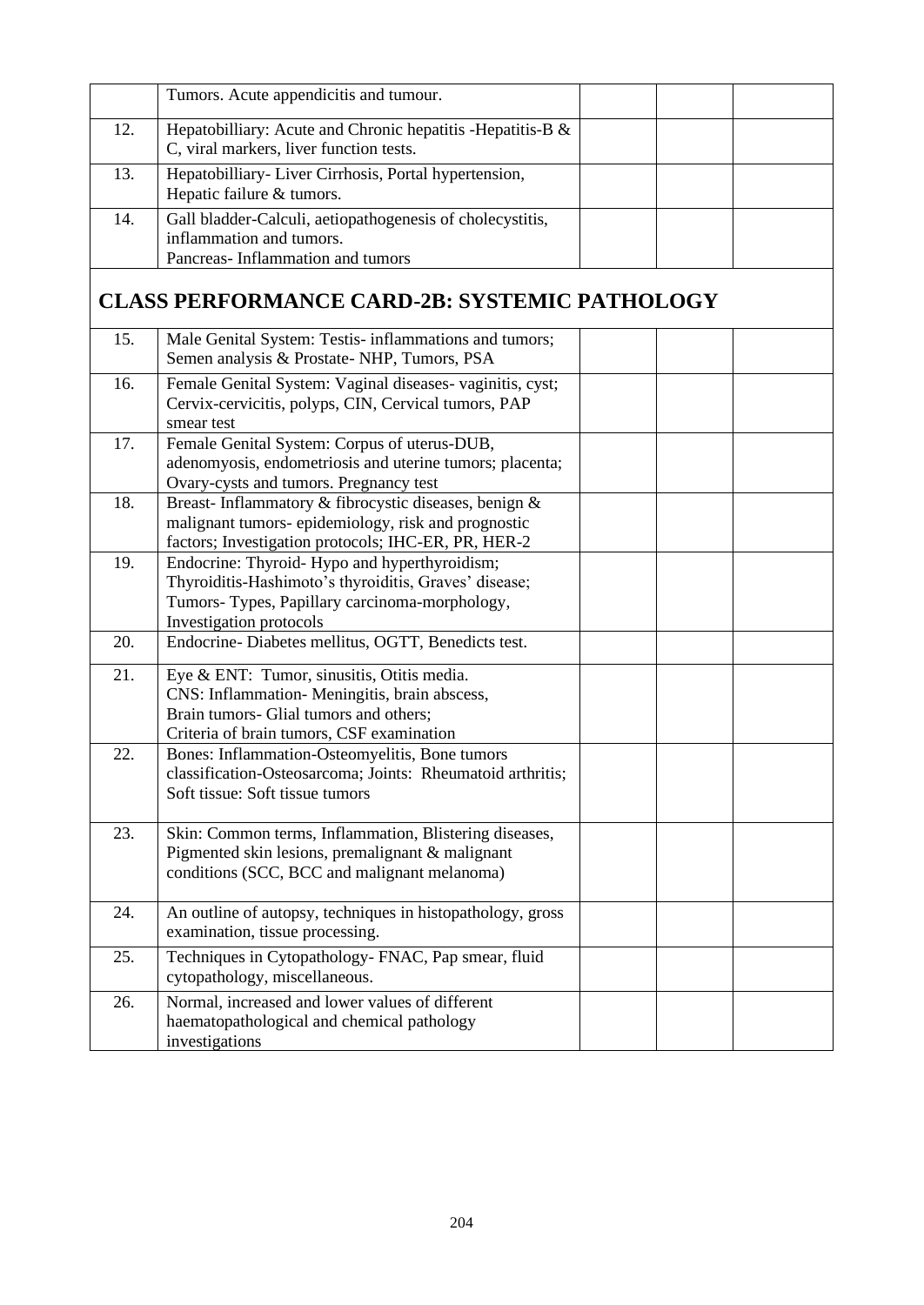|  | Tumors. Acute appendicitis and tumour. |  |  |  |
|---|---|---|---|---|
| 12. | Hepatobilliary: Acute and Chronic hepatitis -Hepatitis-B & C, viral markers, liver function tests. |  |  |  |
| 13. | Hepatobilliary- Liver Cirrhosis, Portal hypertension, Hepatic failure & tumors. |  |  |  |
| 14. | Gall bladder-Calculi, aetiopathogenesis of cholecystitis, inflammation and tumors.<br>Pancreas- Inflammation and tumors |  |  |  |

## CLASS PERFORMANCE CARD-2B: SYSTEMIC PATHOLOGY

|  |  |  |  |  |
|---|---|---|---|---|
| 15. | Male Genital System: Testis- inflammations and tumors; Semen analysis & Prostate- NHP, Tumors, PSA |  |  |  |
| 16. | Female Genital System: Vaginal diseases- vaginitis, cyst; Cervix-cervicitis, polyps, CIN, Cervical tumors, PAP smear test |  |  |  |
| 17. | Female Genital System: Corpus of uterus-DUB, adenomyosis, endometriosis and uterine tumors; placenta; Ovary-cysts and tumors. Pregnancy test |  |  |  |
| 18. | Breast- Inflammatory & fibrocystic diseases, benign & malignant tumors- epidemiology, risk and prognostic factors; Investigation protocols; IHC-ER, PR, HER-2 |  |  |  |
| 19. | Endocrine: Thyroid- Hypo and hyperthyroidism; Thyroiditis-Hashimoto's thyroiditis, Graves' disease; Tumors- Types, Papillary carcinoma-morphology, Investigation protocols |  |  |  |
| 20. | Endocrine- Diabetes mellitus, OGTT, Benedicts test. |  |  |  |
| 21. | Eye & ENT: Tumor, sinusitis, Otitis media.<br>CNS: Inflammation- Meningitis, brain abscess,<br>Brain tumors- Glial tumors and others;<br>Criteria of brain tumors, CSF examination |  |  |  |
| 22. | Bones: Inflammation-Osteomyelitis, Bone tumors classification-Osteosarcoma; Joints: Rheumatoid arthritis; Soft tissue: Soft tissue tumors |  |  |  |
| 23. | Skin: Common terms, Inflammation, Blistering diseases, Pigmented skin lesions, premalignant & malignant conditions (SCC, BCC and malignant melanoma) |  |  |  |
| 24. | An outline of autopsy, techniques in histopathology, gross examination, tissue processing. |  |  |  |
| 25. | Techniques in Cytopathology- FNAC, Pap smear, fluid cytopathology, miscellaneous. |  |  |  |
| 26. | Normal, increased and lower values of different haematopathological and chemical pathology investigations |  |  |  |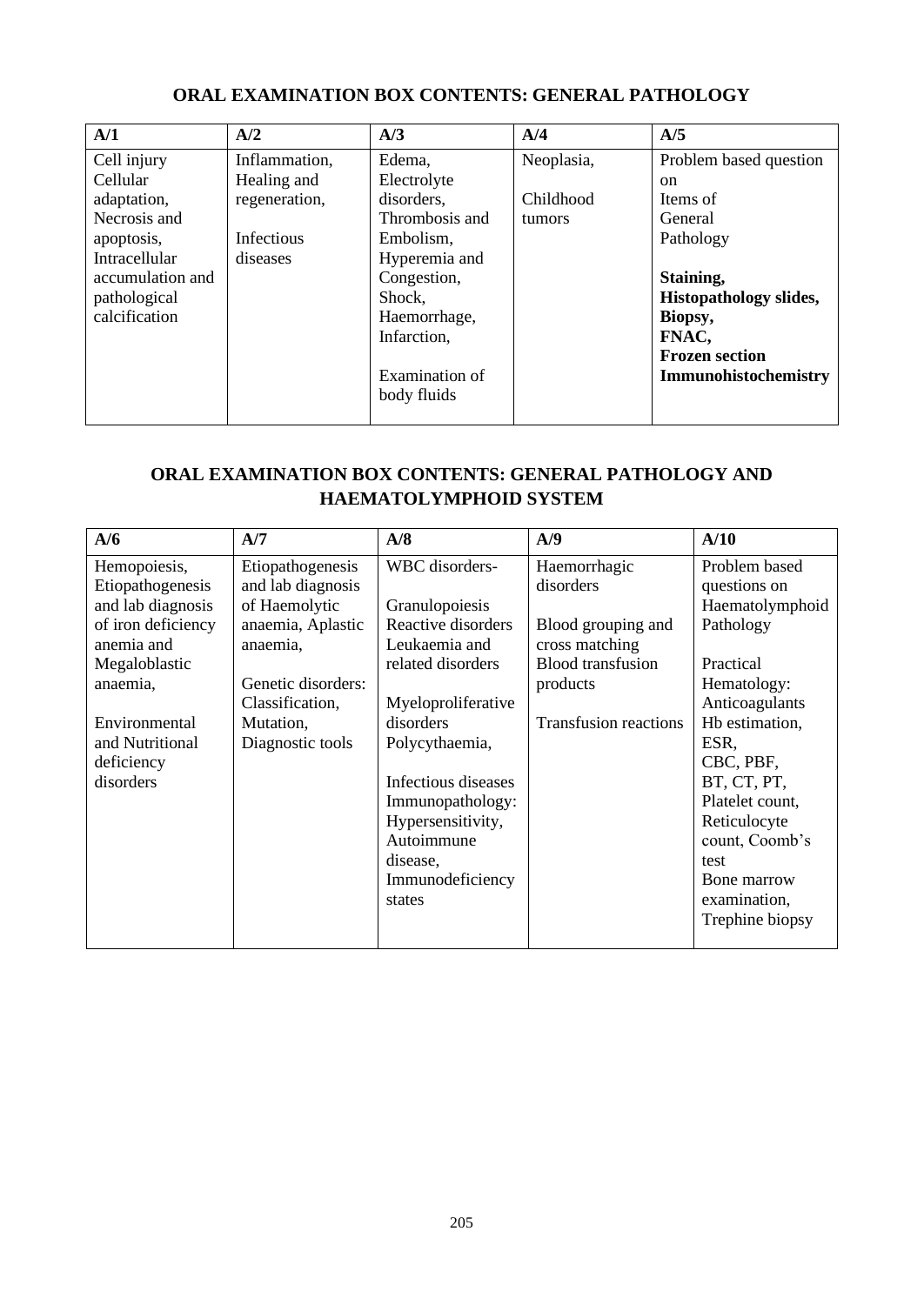## ORAL EXAMINATION BOX CONTENTS: GENERAL PATHOLOGY

| A/1 | A/2 | A/3 | A/4 | A/5 |
|---|---|---|---|---|
| Cell injury<br>Cellular adaptation,<br>Necrosis and apoptosis,<br>Intracellular accumulation and pathological calcification | Inflammation,<br>Healing and regeneration,<br><br>Infectious diseases | Edema,<br>Electrolyte disorders,<br>Thrombosis and Embolism,<br>Hyperemia and Congestion,<br>Shock,<br>Haemorrhage,<br>Infarction,<br><br>Examination of body fluids | Neoplasia,<br><br>Childhood tumors | Problem based question on Items of General Pathology<br><br>**Staining,**<br>**Histopathology slides,**<br>**Biopsy,**<br>**FNAC,**<br>**Frozen section**<br>**Immunohistochemistry** |

## ORAL EXAMINATION BOX CONTENTS: GENERAL PATHOLOGY AND HAEMATOLYMPHOID SYSTEM

| A/6 | A/7 | A/8 | A/9 | A/10 |
|---|---|---|---|---|
| Hemopoiesis,<br>Etiopathogenesis and lab diagnosis of iron deficiency anemia and Megaloblastic anaemia,<br><br>Environmental and Nutritional deficiency disorders | Etiopathogenesis and lab diagnosis of Haemolytic anaemia, Aplastic anaemia,<br><br>Genetic disorders: Classification, Mutation, Diagnostic tools | WBC disorders-<br><br>Granulopoiesis<br>Reactive disorders<br>Leukaemia and related disorders<br><br>Myeloproliferative disorders<br>Polycythaemia,<br><br>Infectious diseases<br>Immunopathology: Hypersensitivity, Autoimmune disease, Immunodeficiency states | Haemorrhagic disorders<br><br>Blood grouping and cross matching<br>Blood transfusion products<br><br>Transfusion reactions | Problem based questions on Haematolymphoid Pathology<br><br>Practical Hematology:<br>Anticoagulants<br>Hb estimation,<br>ESR,<br>CBC, PBF,<br>BT, CT, PT,<br>Platelet count,<br>Reticulocyte count, Coomb's test<br>Bone marrow examination,<br>Trephine biopsy |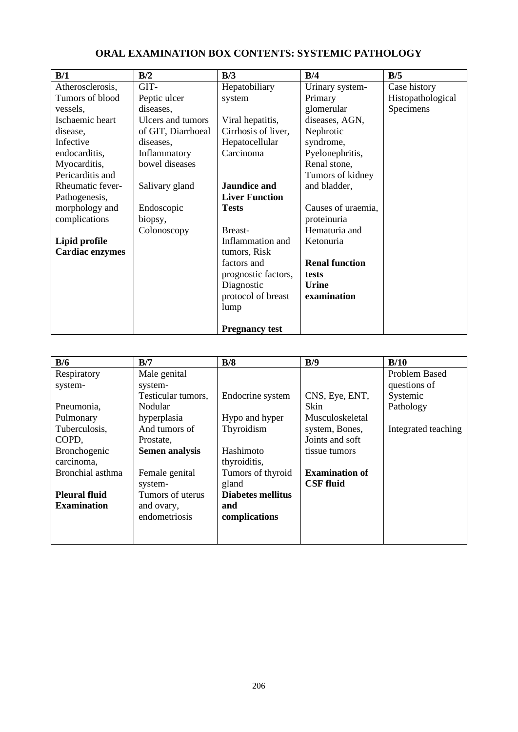# ORAL EXAMINATION BOX CONTENTS: SYSTEMIC PATHOLOGY

| B/1 | B/2 | B/3 | B/4 | B/5 |
|---|---|---|---|---|
| Atherosclerosis, Tumors of blood vessels, Ischaemic heart disease, Infective endocarditis, Myocarditis, Pericarditis and Rheumatic fever- Pathogenesis, morphology and complications<br><br>**Lipid profile**<br>**Cardiac enzymes** | GIT- Peptic ulcer diseases, Ulcers and tumors of GIT, Diarrhoeal diseases, Inflammatory bowel diseases<br><br>Salivary gland<br><br>Endoscopic biopsy, Colonoscopy | Hepatobiliary system<br><br>Viral hepatitis, Cirrhosis of liver, Hepatocellular Carcinoma<br><br>**Jaundice and Liver Function Tests**<br><br>Breast- Inflammation and tumors, Risk factors and prognostic factors, Diagnostic protocol of breast lump<br><br>**Pregnancy test** | Urinary system- Primary glomerular diseases, AGN, Nephrotic syndrome, Pyelonephritis, Renal stone, Tumors of kidney and bladder,<br><br>Causes of uraemia, proteinuria Hematuria and Ketonuria<br><br>**Renal function tests**<br>**Urine examination** | Case history Histopathological Specimens |

| B/6 | B/7 | B/8 | B/9 | B/10 |
|---|---|---|---|---|
| Respiratory system-<br><br>Pneumonia, Pulmonary Tuberculosis, COPD, Bronchogenic carcinoma, Bronchial asthma<br><br>**Pleural fluid Examination** | Male genital system- Testicular tumors, Nodular hyperplasia And tumors of Prostate,<br>**Semen analysis**<br><br>Female genital system- Tumors of uterus and ovary, endometriosis | Endocrine system<br><br>Hypo and hyper Thyroidism<br><br>Hashimoto thyroiditis, Tumors of thyroid gland<br>**Diabetes mellitus and complications** | CNS, Eye, ENT, Skin Musculoskeletal system, Bones, Joints and soft tissue tumors<br><br>**Examination of CSF fluid** | Problem Based questions of Systemic Pathology<br><br>Integrated teaching |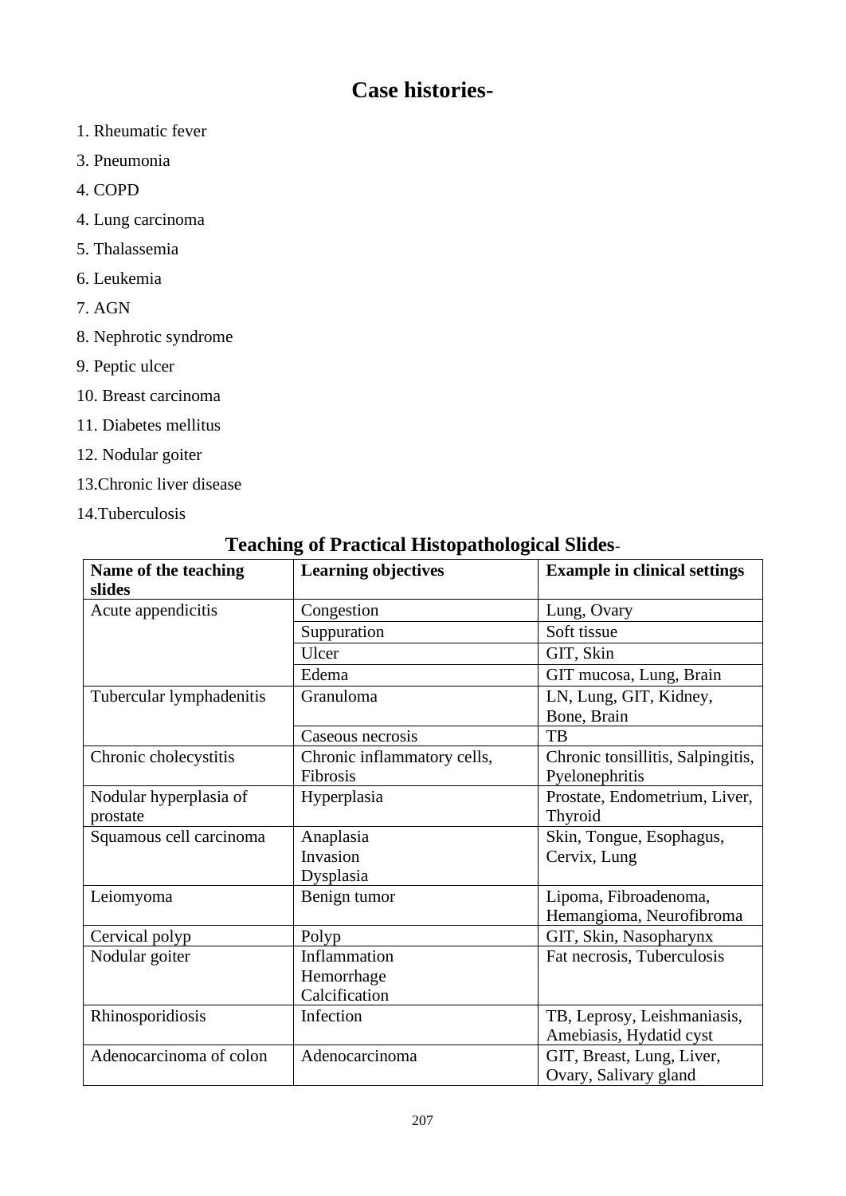# Case histories-

1. Rheumatic fever

3. Pneumonia

4. COPD

4. Lung carcinoma

5. Thalassemia

6. Leukemia

7. AGN

8. Nephrotic syndrome

9. Peptic ulcer

10. Breast carcinoma

11. Diabetes mellitus

12. Nodular goiter

13.Chronic liver disease

14.Tuberculosis

## Teaching of Practical Histopathological Slides-

| Name of the teaching slides | Learning objectives | Example in clinical settings |
|---|---|---|
| Acute appendicitis | Congestion | Lung, Ovary |
| | Suppuration | Soft tissue |
| | Ulcer | GIT, Skin |
| | Edema | GIT mucosa, Lung, Brain |
| Tubercular lymphadenitis | Granuloma | LN, Lung, GIT, Kidney, Bone, Brain |
| | Caseous necrosis | TB |
| Chronic cholecystitis | Chronic inflammatory cells, Fibrosis | Chronic tonsillitis, Salpingitis, Pyelonephritis |
| Nodular hyperplasia of prostate | Hyperplasia | Prostate, Endometrium, Liver, Thyroid |
| Squamous cell carcinoma | Anaplasia<br>Invasion<br>Dysplasia | Skin, Tongue, Esophagus, Cervix, Lung |
| Leiomyoma | Benign tumor | Lipoma, Fibroadenoma, Hemangioma, Neurofibroma |
| Cervical polyp | Polyp | GIT, Skin, Nasopharynx |
| Nodular goiter | Inflammation<br>Hemorrhage<br>Calcification | Fat necrosis, Tuberculosis |
| Rhinosporidiosis | Infection | TB, Leprosy, Leishmaniasis, Amebiasis, Hydatid cyst |
| Adenocarcinoma of colon | Adenocarcinoma | GIT, Breast, Lung, Liver, Ovary, Salivary gland |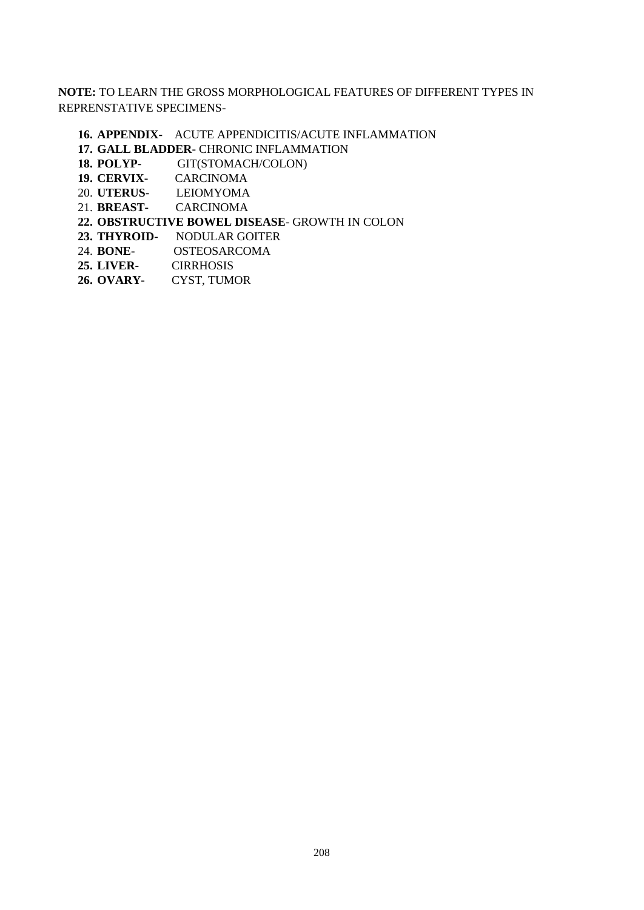**NOTE:** TO LEARN THE GROSS MORPHOLOGICAL FEATURES OF DIFFERENT TYPES IN REPRENSTATIVE SPECIMENS-

16. **APPENDIX**- ACUTE APPENDICITIS/ACUTE INFLAMMATION
17. **GALL BLADDER**- CHRONIC INFLAMMATION
18. **POLYP**- GIT(STOMACH/COLON)
19. **CERVIX**- CARCINOMA
20. **UTERUS-** LEIOMYOMA
21. **BREAST-** CARCINOMA
22. **OBSTRUCTIVE BOWEL DISEASE**- GROWTH IN COLON
23. **THYROID-** NODULAR GOITER
24. **BONE-** OSTEOSARCOMA
25. **LIVER**- CIRRHOSIS
26. **OVARY-** CYST, TUMOR